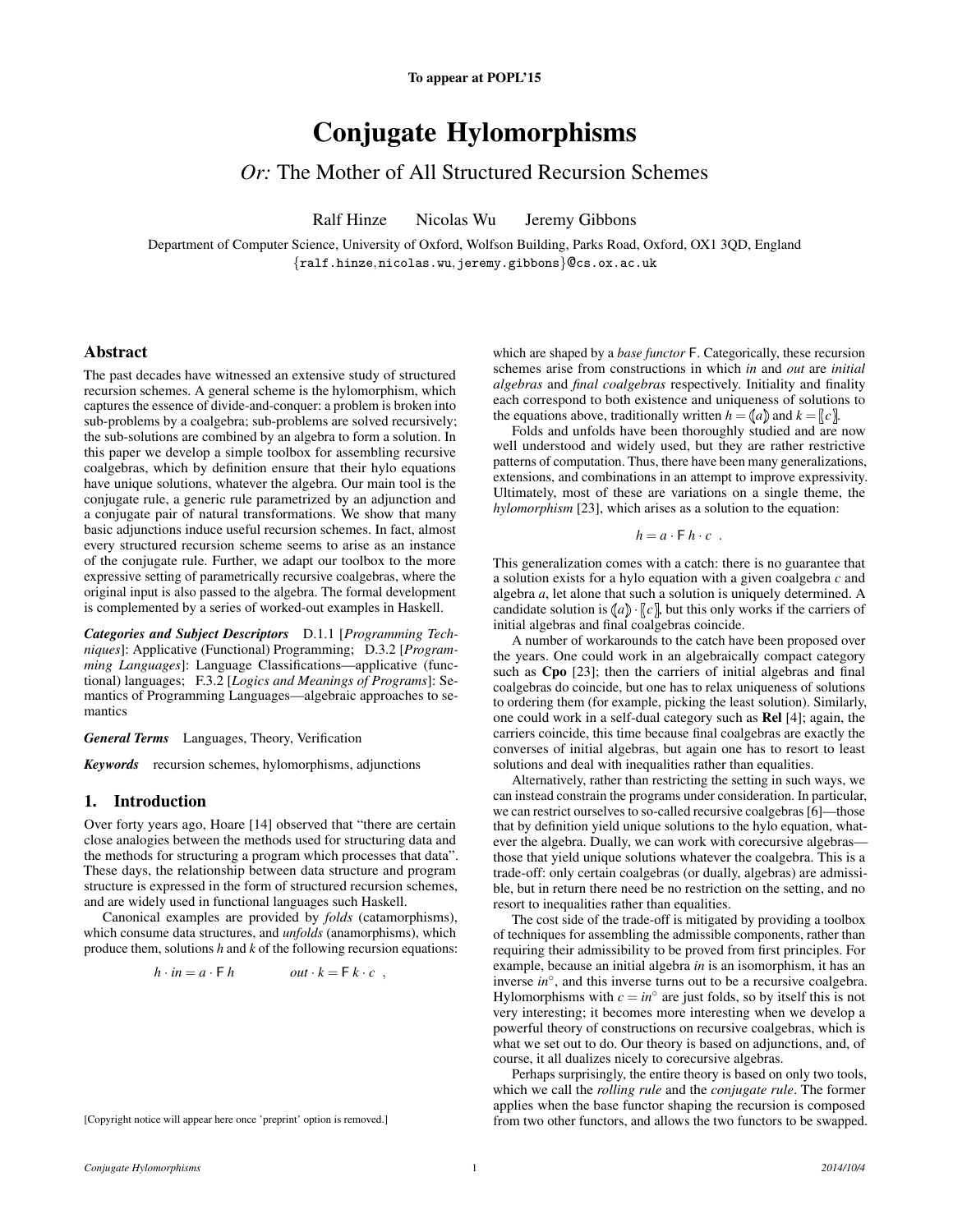To appear at POPL'15

# Conjugate Hylomorphisms

## *Or:* The Mother of All Structured Recursion Schemes

Ralf Hinze     Nicolas Wu     Jeremy Gibbons

Department of Computer Science, University of Oxford, Wolfson Building, Parks Road, Oxford, OX1 3QD, England
{ralf.hinze, nicolas.wu, jeremy.gibbons}@cs.ox.ac.uk

## Abstract

The past decades have witnessed an extensive study of structured recursion schemes. A general scheme is the hylomorphism, which captures the essence of divide-and-conquer: a problem is broken into sub-problems by a coalgebra; sub-problems are solved recursively; the sub-solutions are combined by an algebra to form a solution. In this paper we develop a simple toolbox for assembling recursive coalgebras, which by definition ensure that their hylo equations have unique solutions, whatever the algebra. Our main tool is the conjugate rule, a generic rule parametrized by an adjunction and a conjugate pair of natural transformations. We show that many basic adjunctions induce useful recursion schemes. In fact, almost every structured recursion scheme seems to arise as an instance of the conjugate rule. Further, we adapt our toolbox to the more expressive setting of parametrically recursive coalgebras, where the original input is also passed to the algebra. The formal development is complemented by a series of worked-out examples in Haskell.

***Categories and Subject Descriptors*** D.1.1 [*Programming Techniques*]: Applicative (Functional) Programming; D.3.2 [*Programming Languages*]: Language Classifications—applicative (functional) languages; F.3.2 [*Logics and Meanings of Programs*]: Semantics of Programming Languages—algebraic approaches to semantics

***General Terms*** Languages, Theory, Verification

***Keywords*** recursion schemes, hylomorphisms, adjunctions

## 1. Introduction

Over forty years ago, Hoare [14] observed that "there are certain close analogies between the methods used for structuring data and the methods for structuring a program which processes that data". These days, the relationship between data structure and program structure is expressed in the form of structured recursion schemes, and are widely used in functional languages such Haskell.

Canonical examples are provided by *folds* (catamorphisms), which consume data structures, and *unfolds* (anamorphisms), which produce them, solutions $h$ and $k$ of the following recursion equations:

$$h \cdot in = a \cdot \mathsf{F}\, h \qquad\qquad out \cdot k = \mathsf{F}\, k \cdot c \quad ,$$

which are shaped by a *base functor* $\mathsf{F}$. Categorically, these recursion schemes arise from constructions in which *in* and *out* are *initial algebras* and *final coalgebras* respectively. Initiality and finality each correspond to both existence and uniqueness of solutions to the equations above, traditionally written $h = (\!|a|\!)$ and $k = [\!(c)\!]$.

Folds and unfolds have been thoroughly studied and are now well understood and widely used, but they are rather restrictive patterns of computation. Thus, there have been many generalizations, extensions, and combinations in an attempt to improve expressivity. Ultimately, most of these are variations on a single theme, the *hylomorphism* [23], which arises as a solution to the equation:

$$h = a \cdot \mathsf{F}\, h \cdot c \quad .$$

This generalization comes with a catch: there is no guarantee that a solution exists for a hylo equation with a given coalgebra $c$ and algebra $a$, let alone that such a solution is uniquely determined. A candidate solution is $(\!|a|\!) \cdot [\!(c)\!]$, but this only works if the carriers of initial algebras and final coalgebras coincide.

A number of workarounds to the catch have been proposed over the years. One could work in an algebraically compact category such as **Cpo** [23]; then the carriers of initial algebras and final coalgebras do coincide, but one has to relax uniqueness of solutions to ordering them (for example, picking the least solution). Similarly, one could work in a self-dual category such as **Rel** [4]; again, the carriers coincide, this time because final coalgebras are exactly the converses of initial algebras, but again one has to resort to least solutions and deal with inequalities rather than equalities.

Alternatively, rather than restricting the setting in such ways, we can instead constrain the programs under consideration. In particular, we can restrict ourselves to so-called recursive coalgebras [6]—those that by definition yield unique solutions to the hylo equation, whatever the algebra. Dually, we can work with corecursive algebras—those that yield unique solutions whatever the coalgebra. This is a trade-off: only certain coalgebras (or dually, algebras) are admissible, but in return there need be no restriction on the setting, and no resort to inequalities rather than equalities.

The cost side of the trade-off is mitigated by providing a toolbox of techniques for assembling the admissible components, rather than requiring their admissibility to be proved from first principles. For example, because an initial algebra *in* is an isomorphism, it has an inverse $in^{\circ}$, and this inverse turns out to be a recursive coalgebra. Hylomorphisms with $c = in^{\circ}$ are just folds, so by itself this is not very interesting; it becomes more interesting when we develop a powerful theory of constructions on recursive coalgebras, which is what we set out to do. Our theory is based on adjunctions, and, of course, it all dualizes nicely to corecursive algebras.

Perhaps surprisingly, the entire theory is based on only two tools, which we call the *rolling rule* and the *conjugate rule*. The former applies when the base functor shaping the recursion is composed from two other functors, and allows the two functors to be swapped.

[Copyright notice will appear here once 'preprint' option is removed.]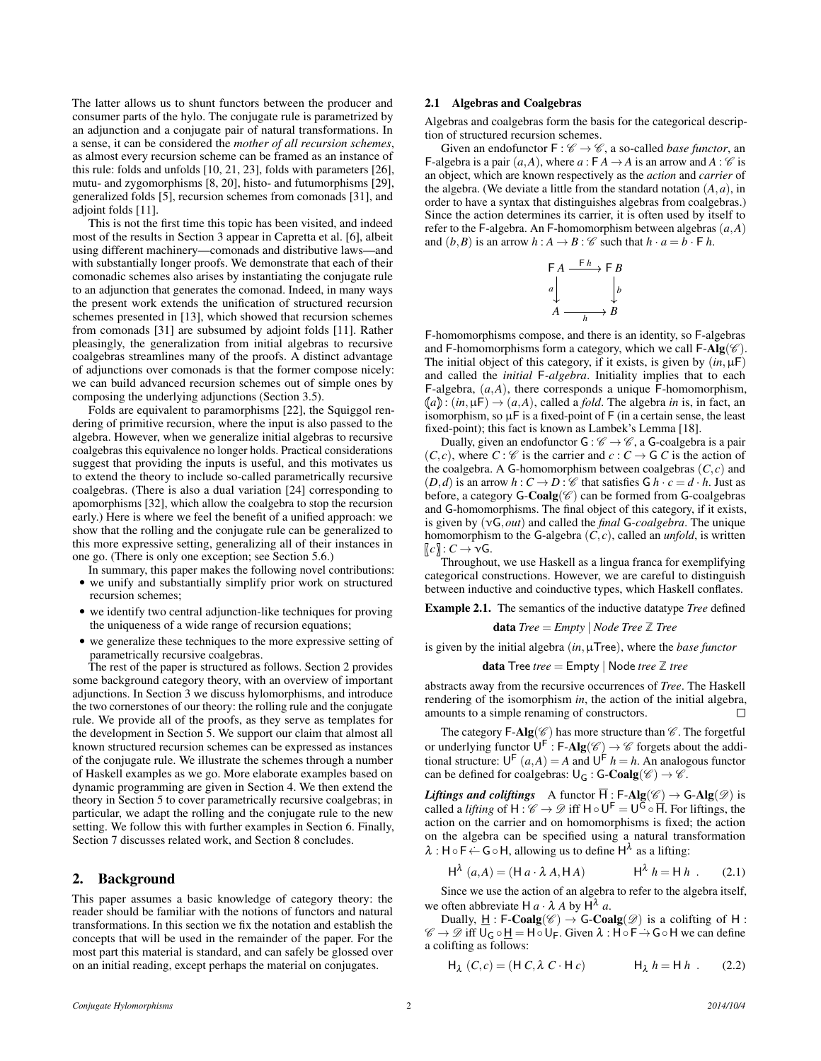The latter allows us to shunt functors between the producer and consumer parts of the hylo. The conjugate rule is parametrized by an adjunction and a conjugate pair of natural transformations. In a sense, it can be considered the *mother of all recursion schemes*, as almost every recursion scheme can be framed as an instance of this rule: folds and unfolds [10, 21, 23], folds with parameters [26], mutu- and zygomorphisms [8, 20], histo- and futumorphisms [29], generalized folds [5], recursion schemes from comonads [31], and adjoint folds [11].

This is not the first time this topic has been visited, and indeed most of the results in Section 3 appear in Capretta et al. [6], albeit using different machinery—comonads and distributive laws—and with substantially longer proofs. We demonstrate that each of their comonadic schemes also arises by instantiating the conjugate rule to an adjunction that generates the comonad. Indeed, in many ways the present work extends the unification of structured recursion schemes presented in [13], which showed that recursion schemes from comonads [31] are subsumed by adjoint folds [11]. Rather pleasingly, the generalization from initial algebras to recursive coalgebras streamlines many of the proofs. A distinct advantage of adjunctions over comonads is that the former compose nicely: we can build advanced recursion schemes out of simple ones by composing the underlying adjunctions (Section 3.5).

Folds are equivalent to paramorphisms [22], the Squiggol rendering of primitive recursion, where the input is also passed to the algebra. However, when we generalize initial algebras to recursive coalgebras this equivalence no longer holds. Practical considerations suggest that providing the inputs is useful, and this motivates us to extend the theory to include so-called parametrically recursive coalgebras. (There is also a dual variation [24] corresponding to apomorphisms [32], which allow the coalgebra to stop the recursion early.) Here is where we feel the benefit of a unified approach: we show that the rolling and the conjugate rule can be generalized to this more expressive setting, generalizing all of their instances in one go. (There is only one exception; see Section 5.6.)

In summary, this paper makes the following novel contributions:

- we unify and substantially simplify prior work on structured recursion schemes;
- we identify two central adjunction-like techniques for proving the uniqueness of a wide range of recursion equations;
- we generalize these techniques to the more expressive setting of parametrically recursive coalgebras.

The rest of the paper is structured as follows. Section 2 provides some background category theory, with an overview of important adjunctions. In Section 3 we discuss hylomorphisms, and introduce the two cornerstones of our theory: the rolling rule and the conjugate rule. We provide all of the proofs, as they serve as templates for the development in Section 5. We support our claim that almost all known structured recursion schemes can be expressed as instances of the conjugate rule. We illustrate the schemes through a number of Haskell examples as we go. More elaborate examples based on dynamic programming are given in Section 4. We then extend the theory in Section 5 to cover parametrically recursive coalgebras; in particular, we adapt the rolling and the conjugate rule to the new setting. We follow this with further examples in Section 6. Finally, Section 7 discusses related work, and Section 8 concludes.

## 2. Background

This paper assumes a basic knowledge of category theory: the reader should be familiar with the notions of functors and natural transformations. In this section we fix the notation and establish the concepts that will be used in the remainder of the paper. For the most part this material is standard, and can safely be glossed over on an initial reading, except perhaps the material on conjugates.

### 2.1 Algebras and Coalgebras

Algebras and coalgebras form the basis for the categorical description of structured recursion schemes.

Given an endofunctor $\mathsf{F} : \mathscr{C} \to \mathscr{C}$, a so-called *base functor*, an $\mathsf{F}$-algebra is a pair $(a, A)$, where $a : \mathsf{F}\,A \to A$ is an arrow and $A : \mathscr{C}$ is an object, which are known respectively as the *action* and *carrier* of the algebra. (We deviate a little from the standard notation $(A, a)$, in order to have a syntax that distinguishes algebras from coalgebras.) Since the action determines its carrier, it is often used by itself to refer to the $\mathsf{F}$-algebra. An $\mathsf{F}$-homomorphism between algebras $(a, A)$ and $(b, B)$ is an arrow $h : A \to B : \mathscr{C}$ such that $h \cdot a = b \cdot \mathsf{F}\,h$.

$$
\begin{array}{ccc}
\mathsf{F}\,A & \xrightarrow{\mathsf{F}\,h} & \mathsf{F}\,B \\
{\scriptstyle a}\downarrow & & \downarrow{\scriptstyle b} \\
A & \xrightarrow[h]{} & B
\end{array}
$$

$\mathsf{F}$-homomorphisms compose, and there is an identity, so $\mathsf{F}$-algebras and $\mathsf{F}$-homomorphisms form a category, which we call $\mathsf{F}\text{-}\mathbf{Alg}(\mathscr{C})$. The initial object of this category, if it exists, is given by $(in, \mu\mathsf{F})$ and called the *initial* $\mathsf{F}$*-algebra*. Initiality implies that to each $\mathsf{F}$-algebra, $(a, A)$, there corresponds a unique $\mathsf{F}$-homomorphism, $(\!|a|\!) : (in, \mu\mathsf{F}) \to (a, A)$, called a *fold*. The algebra *in* is, in fact, an isomorphism, so $\mu\mathsf{F}$ is a fixed-point of $\mathsf{F}$ (in a certain sense, the least fixed-point); this fact is known as Lambek's Lemma [18].

Dually, given an endofunctor $\mathsf{G} : \mathscr{C} \to \mathscr{C}$, a $\mathsf{G}$-coalgebra is a pair $(C, c)$, where $C : \mathscr{C}$ is the carrier and $c : C \to \mathsf{G}\,C$ is the action of the coalgebra. A $\mathsf{G}$-homomorphism between coalgebras $(C, c)$ and $(D, d)$ is an arrow $h : C \to D : \mathscr{C}$ that satisfies $\mathsf{G}\,h \cdot c = d \cdot h$. Just as before, a category $\mathsf{G}\text{-}\mathbf{Coalg}(\mathscr{C})$ can be formed from $\mathsf{G}$-coalgebras and $\mathsf{G}$-homomorphisms. The final object of this category, if it exists, is given by $(\nu\mathsf{G}, out)$ and called the *final* $\mathsf{G}$*-coalgebra*. The unique homomorphism to the $\mathsf{G}$-algebra $(C, c)$, called an *unfold*, is written $[\![c]\!] : C \to \nu\mathsf{G}$.

Throughout, we use Haskell as a lingua franca for exemplifying categorical constructions. However, we are careful to distinguish between inductive and coinductive types, which Haskell conflates.

**Example 2.1.** The semantics of the inductive datatype *Tree* defined

$$\textbf{data}\ \mathit{Tree} = \mathit{Empty} \mid \mathit{Node}\ \mathit{Tree}\ \mathbb{Z}\ \mathit{Tree}$$

is given by the initial algebra $(in, \mu\mathsf{Tree})$, where the *base functor*

$$\textbf{data}\ \mathsf{Tree}\ \mathit{tree} = \mathsf{Empty} \mid \mathsf{Node}\ \mathit{tree}\ \mathbb{Z}\ \mathit{tree}$$

abstracts away from the recursive occurrences of *Tree*. The Haskell rendering of the isomorphism *in*, the action of the initial algebra, amounts to a simple renaming of constructors. □

The category $\mathsf{F}\text{-}\mathbf{Alg}(\mathscr{C})$ has more structure than $\mathscr{C}$. The forgetful or underlying functor $\mathsf{U}^{\mathsf{F}} : \mathsf{F}\text{-}\mathbf{Alg}(\mathscr{C}) \to \mathscr{C}$ forgets about the additional structure: $\mathsf{U}^{\mathsf{F}}\ (a, A) = A$ and $\mathsf{U}^{\mathsf{F}}\ h = h$. An analogous functor can be defined for coalgebras: $\mathsf{U}_{\mathsf{G}} : \mathsf{G}\text{-}\mathbf{Coalg}(\mathscr{C}) \to \mathscr{C}$.

***Liftings and coliftings*** A functor $\overline{\mathsf{H}} : \mathsf{F}\text{-}\mathbf{Alg}(\mathscr{C}) \to \mathsf{G}\text{-}\mathbf{Alg}(\mathscr{D})$ is called a *lifting* of $\mathsf{H} : \mathscr{C} \to \mathscr{D}$ iff $\mathsf{H} \circ \mathsf{U}^{\mathsf{F}} = \mathsf{U}^{\mathsf{G}} \circ \overline{\mathsf{H}}$. For liftings, the action on the carrier and on homomorphisms is fixed; the action on the algebra can be specified using a natural transformation $\lambda : \mathsf{H} \circ \mathsf{F} \dot{\leftarrow} \mathsf{G} \circ \mathsf{H}$, allowing us to define $\mathsf{H}^{\lambda}$ as a lifting:

$$\mathsf{H}^{\lambda}\ (a, A) = (\mathsf{H}\,a \cdot \lambda\,A, \mathsf{H}\,A) \qquad \mathsf{H}^{\lambda}\ h = \mathsf{H}\,h\ . \tag{2.1}$$

Since we use the action of an algebra to refer to the algebra itself, we often abbreviate $\mathsf{H}\,a \cdot \lambda\,A$ by $\mathsf{H}^{\lambda}\,a$.

Dually, $\underline{\mathsf{H}} : \mathsf{F}\text{-}\mathbf{Coalg}(\mathscr{C}) \to \mathsf{G}\text{-}\mathbf{Coalg}(\mathscr{D})$ is a colifting of $\mathsf{H} : \mathscr{C} \to \mathscr{D}$ iff $\mathsf{U}_{\mathsf{G}} \circ \underline{\mathsf{H}} = \mathsf{H} \circ \mathsf{U}_{\mathsf{F}}$. Given $\lambda : \mathsf{H} \circ \mathsf{F} \dot{\to} \mathsf{G} \circ \mathsf{H}$ we can define a colifting as follows:

$$\mathsf{H}_{\lambda}\ (C, c) = (\mathsf{H}\,C, \lambda\,C \cdot \mathsf{H}\,c) \qquad \mathsf{H}_{\lambda}\ h = \mathsf{H}\,h\ . \tag{2.2}$$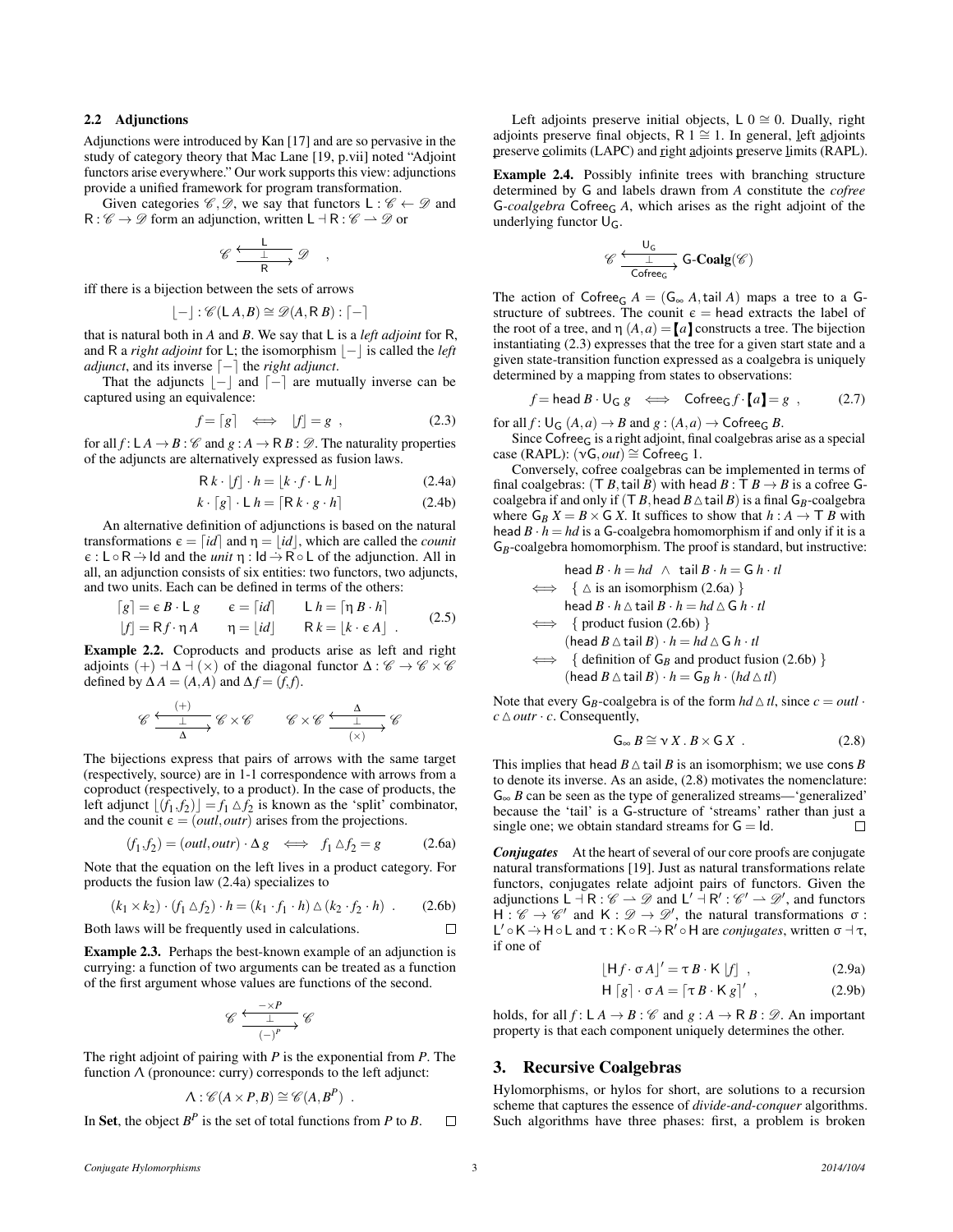### 2.2 Adjunctions

Adjunctions were introduced by Kan [17] and are so pervasive in the study of category theory that Mac Lane [19, p.vii] noted "Adjoint functors arise everywhere." Our work supports this view: adjunctions provide a unified framework for program transformation.

Given categories $\mathscr{C}, \mathscr{D}$, we say that functors $\mathsf{L} : \mathscr{C} \leftarrow \mathscr{D}$ and $\mathsf{R} : \mathscr{C} \to \mathscr{D}$ form an adjunction, written $\mathsf{L} \dashv \mathsf{R} : \mathscr{C} \rightharpoonup \mathscr{D}$ or

$$\mathscr{C} \underset{\mathsf{R}}{\overset{\mathsf{L}}{\underset{\bot}{\leftrightarrows}}} \mathscr{D} \quad ,$$

iff there is a bijection between the sets of arrows

$$\lfloor - \rfloor : \mathscr{C}(\mathsf{L}\,A, B) \cong \mathscr{D}(A, \mathsf{R}\,B) : \lceil - \rceil$$

that is natural both in $A$ and $B$. We say that $\mathsf{L}$ is a *left adjoint* for $\mathsf{R}$, and $\mathsf{R}$ a *right adjoint* for $\mathsf{L}$; the isomorphism $\lfloor - \rfloor$ is called the *left adjunct*, and its inverse $\lceil - \rceil$ the *right adjunct*.

That the adjuncts $\lfloor - \rfloor$ and $\lceil - \rceil$ are mutually inverse can be captured using an equivalence:

$$f = \lceil g \rceil \iff \lfloor f \rfloor = g \ , \tag{2.3}$$

for all $f : \mathsf{L}\,A \to B : \mathscr{C}$ and $g : A \to \mathsf{R}\,B : \mathscr{D}$. The naturality properties of the adjuncts are alternatively expressed as fusion laws.

$$\mathsf{R}\,k \cdot \lfloor f \rfloor \cdot h = \lfloor k \cdot f \cdot \mathsf{L}\,h \rfloor \tag{2.4a}$$

$$k \cdot \lceil g \rceil \cdot \mathsf{L}\,h = \lceil \mathsf{R}\,k \cdot g \cdot h \rceil \tag{2.4b}$$

An alternative definition of adjunctions is based on the natural transformations $\epsilon = \lceil id \rceil$ and $\eta = \lfloor id \rfloor$, which are called the *counit* $\epsilon : \mathsf{L} \circ \mathsf{R} \dot{\to} \mathsf{Id}$ and the *unit* $\eta : \mathsf{Id} \dot{\to} \mathsf{R} \circ \mathsf{L}$ of the adjunction. All in all, an adjunction consists of six entities: two functors, two adjuncts, and two units. Each can be defined in terms of the others:

$$\begin{array}{lll} \lceil g \rceil = \epsilon\,B \cdot \mathsf{L}\,g & \epsilon = \lceil id \rceil & \mathsf{L}\,h = \lceil \eta\,B \cdot h \rceil \\ \lfloor f \rfloor = \mathsf{R}\,f \cdot \eta\,A & \eta = \lfloor id \rfloor & \mathsf{R}\,k = \lfloor k \cdot \epsilon\,A \rfloor \ . \end{array} \tag{2.5}$$

**Example 2.2.** Coproducts and products arise as left and right adjoints $(+) \dashv \Delta \dashv (\times)$ of the diagonal functor $\Delta : \mathscr{C} \to \mathscr{C} \times \mathscr{C}$ defined by $\Delta\,A = (A, A)$ and $\Delta\,f = (f, f)$.

$$\mathscr{C} \underset{\Delta}{\overset{(+)}{\underset{\bot}{\leftrightarrows}}} \mathscr{C} \times \mathscr{C} \qquad \mathscr{C} \times \mathscr{C} \underset{(\times)}{\overset{\Delta}{\underset{\bot}{\leftrightarrows}}} \mathscr{C}$$

The bijections express that pairs of arrows with the same target (respectively, source) are in 1-1 correspondence with arrows from a coproduct (respectively, to a product). In the case of products, the left adjunct $\lfloor (f_1, f_2) \rfloor = f_1 \vartriangle f_2$ is known as the 'split' combinator, and the counit $\epsilon = (outl, outr)$ arises from the projections.

$$(f_1, f_2) = (outl, outr) \cdot \Delta\,g \iff f_1 \vartriangle f_2 = g \tag{2.6a}$$

Note that the equation on the left lives in a product category. For products the fusion law (2.4a) specializes to

$$(k_1 \times k_2) \cdot (f_1 \vartriangle f_2) \cdot h = (k_1 \cdot f_1 \cdot h) \vartriangle (k_2 \cdot f_2 \cdot h) \ . \tag{2.6b}$$

Both laws will be frequently used in calculations. □

**Example 2.3.** Perhaps the best-known example of an adjunction is currying: a function of two arguments can be treated as a function of the first argument whose values are functions of the second.

$$\mathscr{C} \underset{(-)^P}{\overset{- \times P}{\underset{\bot}{\leftrightarrows}}} \mathscr{C}$$

The right adjoint of pairing with $P$ is the exponential from $P$. The function $\Lambda$ (pronounce: curry) corresponds to the left adjunct:

$$\Lambda : \mathscr{C}(A \times P, B) \cong \mathscr{C}(A, B^P) \ .$$

In **Set**, the object $B^P$ is the set of total functions from $P$ to $B$. □

Left adjoints preserve initial objects, $\mathsf{L}\,0 \cong 0$. Dually, right adjoints preserve final objects, $\mathsf{R}\,1 \cong 1$. In general, left adjoints preserve colimits (LAPC) and right adjoints preserve limits (RAPL).

**Example 2.4.** Possibly infinite trees with branching structure determined by $\mathsf{G}$ and labels drawn from $A$ constitute the *cofree* $\mathsf{G}$*-coalgebra* $\mathsf{Cofree}_\mathsf{G}\,A$, which arises as the right adjoint of the underlying functor $\mathsf{U}_\mathsf{G}$.

$$\mathscr{C} \underset{\mathsf{Cofree}_\mathsf{G}}{\overset{\mathsf{U}_\mathsf{G}}{\underset{\bot}{\leftrightarrows}}} \mathsf{G}\text{-}\mathbf{Coalg}(\mathscr{C})$$

The action of $\mathsf{Cofree}_\mathsf{G}\,A = (\mathsf{G}_\infty\,A, \mathsf{tail}\,A)$ maps a tree to a $\mathsf{G}$-structure of subtrees. The counit $\epsilon = \mathsf{head}$ extracts the label of the root of a tree, and $\eta\,(A, a) = [\![ a ]\!]$ constructs a tree. The bijection instantiating (2.3) expresses that the tree for a given start state and a given state-transition function expressed as a coalgebra is uniquely determined by a mapping from states to observations:

$$f = \mathsf{head}\,B \cdot \mathsf{U}_\mathsf{G}\,g \iff \mathsf{Cofree}_\mathsf{G}\,f \cdot [\![ a ]\!] = g \ , \tag{2.7}$$

for all $f : \mathsf{U}_\mathsf{G}\,(A, a) \to B$ and $g : (A, a) \to \mathsf{Cofree}_\mathsf{G}\,B$.

Since $\mathsf{Cofree}_\mathsf{G}$ is a right adjoint, final coalgebras arise as a special case (RAPL): $(\nu\mathsf{G}, out) \cong \mathsf{Cofree}_\mathsf{G}\,1$.

Conversely, cofree coalgebras can be implemented in terms of final coalgebras: $(\mathsf{T}\,B, \mathsf{tail}\,B)$ with $\mathsf{head}\,B : \mathsf{T}\,B \to B$ is a cofree $\mathsf{G}$-coalgebra if and only if $(\mathsf{T}\,B, \mathsf{head}\,B \vartriangle \mathsf{tail}\,B)$ is a final $\mathsf{G}_B$-coalgebra where $\mathsf{G}_B\,X = B \times \mathsf{G}\,X$. It suffices to show that $h : A \to \mathsf{T}\,B$ with $\mathsf{head}\,B \cdot h = hd$ is a $\mathsf{G}$-coalgebra homomorphism if and only if it is a $\mathsf{G}_B$-coalgebra homomorphism. The proof is standard, but instructive:

$$\begin{array}{ll} & \mathsf{head}\,B \cdot h = hd \ \wedge \ \mathsf{tail}\,B \cdot h = \mathsf{G}\,h \cdot tl \\ \iff & \{ \ \vartriangle \text{ is an isomorphism (2.6a)} \ \} \\ & \mathsf{head}\,B \cdot h \vartriangle \mathsf{tail}\,B \cdot h = hd \vartriangle \mathsf{G}\,h \cdot tl \\ \iff & \{ \ \text{product fusion (2.6b)} \ \} \\ & (\mathsf{head}\,B \vartriangle \mathsf{tail}\,B) \cdot h = hd \vartriangle \mathsf{G}\,h \cdot tl \\ \iff & \{ \ \text{definition of } \mathsf{G}_B \text{ and product fusion (2.6b)} \ \} \\ & (\mathsf{head}\,B \vartriangle \mathsf{tail}\,B) \cdot h = \mathsf{G}_B\,h \cdot (hd \vartriangle tl) \end{array}$$

Note that every $\mathsf{G}_B$-coalgebra is of the form $hd \vartriangle tl$, since $c = outl \cdot c \vartriangle outr \cdot c$. Consequently,

$$\mathsf{G}_\infty\,B \cong \nu\,X \,.\, B \times \mathsf{G}\,X \ . \tag{2.8}$$

This implies that $\mathsf{head}\,B \vartriangle \mathsf{tail}\,B$ is an isomorphism; we use $\mathsf{cons}\,B$ to denote its inverse. As an aside, (2.8) motivates the nomenclature: $\mathsf{G}_\infty\,B$ can be seen as the type of generalized streams—'generalized' because the 'tail' is a $\mathsf{G}$-structure of 'streams' rather than just a single one; we obtain standard streams for $\mathsf{G} = \mathsf{Id}$. □

***Conjugates*** At the heart of several of our core proofs are conjugate natural transformations [19]. Just as natural transformations relate functors, conjugates relate adjoint pairs of functors. Given the adjunctions $\mathsf{L} \dashv \mathsf{R} : \mathscr{C} \rightharpoonup \mathscr{D}$ and $\mathsf{L}' \dashv \mathsf{R}' : \mathscr{C}' \rightharpoonup \mathscr{D}'$, and functors $\mathsf{H} : \mathscr{C} \to \mathscr{C}'$ and $\mathsf{K} : \mathscr{D} \to \mathscr{D}'$, the natural transformations $\sigma : \mathsf{L}' \circ \mathsf{K} \dot{\to} \mathsf{H} \circ \mathsf{L}$ and $\tau : \mathsf{K} \circ \mathsf{R} \dot{\to} \mathsf{R}' \circ \mathsf{H}$ are *conjugates*, written $\sigma \dashv \tau$, if one of

$$\lfloor \mathsf{H}\,f \cdot \sigma\,A \rfloor' = \tau\,B \cdot \mathsf{K}\,\lfloor f \rfloor \ , \tag{2.9a}$$

$$\mathsf{H}\,\lceil g \rceil \cdot \sigma\,A = \lceil \tau\,B \cdot \mathsf{K}\,g \rceil' \ , \tag{2.9b}$$

holds, for all $f : \mathsf{L}\,A \to B : \mathscr{C}$ and $g : A \to \mathsf{R}\,B : \mathscr{D}$. An important property is that each component uniquely determines the other.

## 3. Recursive Coalgebras

Hylomorphisms, or hylos for short, are solutions to a recursion scheme that captures the essence of *divide-and-conquer* algorithms. Such algorithms have three phases: first, a problem is broken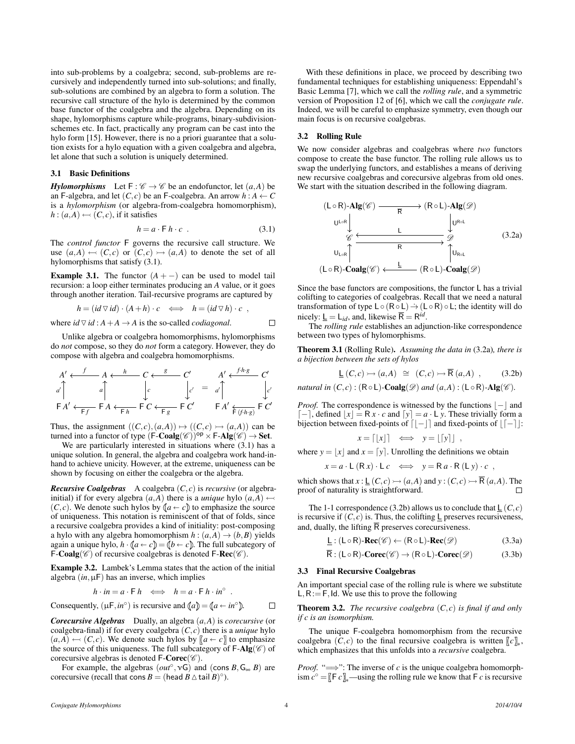into sub-problems by a coalgebra; second, sub-problems are recursively and independently turned into sub-solutions; and finally, sub-solutions are combined by an algebra to form a solution. The recursive call structure of the hylo is determined by the common base functor of the coalgebra and the algebra. Depending on its shape, hylomorphisms capture while-programs, binary-subdivision-schemes etc. In fact, practically any program can be cast into the hylo form [15]. However, there is no a priori guarantee that a solution exists for a hylo equation with a given coalgebra and algebra, let alone that such a solution is uniquely determined.

### 3.1 Basic Definitions

***Hylomorphisms*** Let $\mathsf{F} : \mathscr{C} \to \mathscr{C}$ be an endofunctor, let $(a, A)$ be an $\mathsf{F}$-algebra, and let $(C, c)$ be an $\mathsf{F}$-coalgebra. An arrow $h : A \leftarrow C$ is a *hylomorphism* (or algebra-from-coalgebra homomorphism), $h : (a, A) \leftarrowtail (C, c)$, if it satisfies

$$h = a \cdot \mathsf{F}\, h \cdot c \ . \tag{3.1}$$

The *control functor* $\mathsf{F}$ governs the recursive call structure. We use $(a, A) \leftarrowtail (C, c)$ or $(C, c) \rightarrowtail (a, A)$ to denote the set of all hylomorphisms that satisfy (3.1).

**Example 3.1.** The functor $(A + -)$ can be used to model tail recursion: a loop either terminates producing an $A$ value, or it goes through another iteration. Tail-recursive programs are captured by

$$h = (id \triangledown id) \cdot (A + h) \cdot c \iff h = (id \triangledown h) \cdot c \ ,$$

where $id \triangledown id : A + A \to A$ is the so-called *codiagonal*. □

Unlike algebra or coalgebra homomorphisms, hylomorphisms do *not* compose, so they do *not* form a category. However, they do compose with algebra and coalgebra homomorphisms.

$$\begin{array}{ccccccc} A' & \xleftarrow{f} & A & \xleftarrow{h} & C & \xleftarrow{g} & C' \\ {\scriptstyle a'}\uparrow & & {\scriptstyle a}\uparrow & & \downarrow{\scriptstyle c} & & \downarrow{\scriptstyle c'} \\ \mathsf{F}\,A' & \xleftarrow[\mathsf{F}\,f]{} & \mathsf{F}\,A & \xleftarrow[\mathsf{F}\,h]{} & \mathsf{F}\,C & \xleftarrow[\mathsf{F}\,g]{} & \mathsf{F}\,C' \end{array} \quad = \quad \begin{array}{ccc} A' & \xleftarrow{f \cdot h \cdot g} & C' \\ {\scriptstyle a'}\uparrow & & \downarrow{\scriptstyle c'} \\ \mathsf{F}\,A' & \xleftarrow[\mathsf{F}\,(f \cdot h \cdot g)]{} & \mathsf{F}\,C' \end{array}$$

Thus, the assignment $((C, c), (a, A)) \mapsto ((C, c) \rightarrowtail (a, A))$ can be turned into a functor of type $(\mathsf{F}\text{-}\mathbf{Coalg}(\mathscr{C}))^{\mathsf{op}} \times \mathsf{F}\text{-}\mathbf{Alg}(\mathscr{C}) \to \mathbf{Set}$.

We are particularly interested in situations where (3.1) has a unique solution. In general, the algebra and coalgebra work hand-in-hand to achieve unicity. However, at the extreme, uniqueness can be shown by focusing on either the coalgebra or the algebra.

***Recursive Coalgebras*** A coalgebra $(C, c)$ is *recursive* (or algebra-initial) if for every algebra $(a, A)$ there is a *unique* hylo $(a, A) \leftarrowtail (C, c)$. We denote such hylos by $(\!|a \leftarrow c|\!)$ to emphasize the source of uniqueness. This notation is reminiscent of that of folds, since a recursive coalgebra provides a kind of initiality: post-composing a hylo with any algebra homomorphism $h : (a, A) \to (b, B)$ yields again a unique hylo, $h \cdot (\!|a \leftarrow c|\!) = (\!|b \leftarrow c|\!)$. The full subcategory of $\mathsf{F}\text{-}\mathbf{Coalg}(\mathscr{C})$ of recursive coalgebras is denoted $\mathsf{F}\text{-}\mathbf{Rec}(\mathscr{C})$.

**Example 3.2.** Lambek's Lemma states that the action of the initial algebra $(in, \mu\mathsf{F})$ has an inverse, which implies

$$h \cdot in = a \cdot \mathsf{F}\, h \iff h = a \cdot \mathsf{F}\, h \cdot in^{\circ} \ .$$

Consequently, $(\mu\mathsf{F}, in^{\circ})$ is recursive and $(\!|a|\!) = (\!|a \leftarrow in^{\circ}|\!)$. □

***Corecursive Algebras*** Dually, an algebra $(a, A)$ is *corecursive* (or coalgebra-final) if for every coalgebra $(C, c)$ there is a *unique* hylo $(a, A) \leftarrowtail (C, c)$. We denote such hylos by $[\![a \leftarrow c]\!]$ to emphasize the source of this uniqueness. The full subcategory of $\mathsf{F}\text{-}\mathbf{Alg}(\mathscr{C})$ of corecursive algebras is denoted $\mathsf{F}\text{-}\mathbf{Corec}(\mathscr{C})$.

For example, the algebras $(out^{\circ}, \nu\mathsf{G})$ and $(\mathsf{cons}\, B, \mathsf{G}_{\infty}\, B)$ are corecursive (recall that $\mathsf{cons}\, B = (\mathsf{head}\, B \vartriangle \mathsf{tail}\, B)^{\circ}$).

With these definitions in place, we proceed by describing two fundamental techniques for establishing uniqueness: Eppendahl's Basic Lemma [7], which we call the *rolling rule*, and a symmetric version of Proposition 12 of [6], which we call the *conjugate rule*. Indeed, we will be careful to emphasize symmetry, even though our main focus is on recursive coalgebras.

### 3.2 Rolling Rule

We now consider algebras and coalgebras where *two* functors compose to create the base functor. The rolling rule allows us to swap the underlying functors, and establishes a means of deriving new recursive coalgebras and corecursive algebras from old ones. We start with the situation described in the following diagram.

$$\begin{array}{ccc} (\mathsf{L} \circ \mathsf{R})\text{-}\mathbf{Alg}(\mathscr{C}) & \xrightarrow{\overline{\mathsf{R}}} & (\mathsf{R} \circ \mathsf{L})\text{-}\mathbf{Alg}(\mathscr{D}) \\ {\scriptstyle \mathsf{U}^{\mathsf{L}\circ\mathsf{R}}}\downarrow & & \downarrow{\scriptstyle \mathsf{U}^{\mathsf{R}\circ\mathsf{L}}} \\ \mathscr{C} & \underset{\mathsf{R}}{\overset{\mathsf{L}}{\rightleftarrows}} & \mathscr{D} \\ {\scriptstyle \mathsf{U}_{\mathsf{L}\circ\mathsf{R}}}\uparrow & & \uparrow{\scriptstyle \mathsf{U}_{\mathsf{R}\circ\mathsf{L}}} \\ (\mathsf{L} \circ \mathsf{R})\text{-}\mathbf{Coalg}(\mathscr{C}) & \xleftarrow{\underline{\mathsf{L}}} & (\mathsf{R} \circ \mathsf{L})\text{-}\mathbf{Coalg}(\mathscr{D}) \end{array} \tag{3.2a}$$

Since the base functors are compositions, the functor $\mathsf{L}$ has a trivial colifting to categories of coalgebras. Recall that we need a natural transformation of type $\mathsf{L} \circ (\mathsf{R} \circ \mathsf{L}) \dot{\to} (\mathsf{L} \circ \mathsf{R}) \circ \mathsf{L}$; the identity will do nicely: $\underline{\mathsf{L}} = \mathsf{L}_{id}$, and, likewise $\overline{\mathsf{R}} = \mathsf{R}^{id}$.

The *rolling rule* establishes an adjunction-like correspondence between two types of hylomorphisms.

**Theorem 3.1** (Rolling Rule). *Assuming the data in* (3.2a)*, there is a bijection between the sets of hylos*

$$\underline{\mathsf{L}}\,(C, c) \rightarrowtail (a, A) \;\cong\; (C, c) \rightarrowtail \overline{\mathsf{R}}\,(a, A) \ , \tag{3.2b}$$

*natural in* $(C, c) : (\mathsf{R} \circ \mathsf{L})\text{-}\mathbf{Coalg}(\mathscr{D})$ *and* $(a, A) : (\mathsf{L} \circ \mathsf{R})\text{-}\mathbf{Alg}(\mathscr{C})$.

*Proof.* The correspondence is witnessed by the functions $\lfloor - \rfloor$ and $\lceil - \rceil$, defined $\lfloor x \rfloor = \mathsf{R}\, x \cdot c$ and $\lceil y \rceil = a \cdot \mathsf{L}\, y$. These trivially form a bijection between fixed-points of $\lceil \lfloor - \rfloor \rceil$ and fixed-points of $\lfloor \lceil - \rceil \rfloor$:

$$x = \lceil \lfloor x \rfloor \rceil \iff y = \lfloor \lceil y \rceil \rfloor \ ,$$

where $y = \lfloor x \rfloor$ and $x = \lceil y \rceil$. Unrolling the definitions we obtain

$$x = a \cdot \mathsf{L}\,(\mathsf{R}\, x) \cdot \mathsf{L}\, c \iff y = \mathsf{R}\, a \cdot \mathsf{R}\,(\mathsf{L}\, y) \cdot c \ ,$$

which shows that $x : \underline{\mathsf{L}}\,(C, c) \rightarrowtail (a, A)$ and $y : (C, c) \rightarrowtail \overline{\mathsf{R}}\,(a, A)$. The proof of naturality is straightforward. □

The 1-1 correspondence (3.2b) allows us to conclude that $\underline{\mathsf{L}}\,(C, c)$ is recursive if $(C, c)$ is. Thus, the colifting $\underline{\mathsf{L}}$ preserves recursiveness, and, dually, the lifting $\overline{\mathsf{R}}$ preserves corecursiveness.

$$\underline{\mathsf{L}} : (\mathsf{L} \circ \mathsf{R})\text{-}\mathbf{Rec}(\mathscr{C}) \leftarrow (\mathsf{R} \circ \mathsf{L})\text{-}\mathbf{Rec}(\mathscr{D}) \tag{3.3a}$$

$$\overline{\mathsf{R}} : (\mathsf{L} \circ \mathsf{R})\text{-}\mathbf{Corec}(\mathscr{C}) \to (\mathsf{R} \circ \mathsf{L})\text{-}\mathbf{Corec}(\mathscr{D}) \tag{3.3b}$$

### 3.3 Final Recursive Coalgebras

An important special case of the rolling rule is where we substitute $\mathsf{L}, \mathsf{R} := \mathsf{F}, \mathsf{Id}$. We use this to prove the following

**Theorem 3.2.** *The recursive coalgebra* $(C, c)$ *is final if and only if* $c$ *is an isomorphism.*

The unique $\mathsf{F}$-coalgebra homomorphism from the recursive coalgebra $(C, c)$ to the final recursive coalgebra is written $[\![c]\!]_*$, which emphasizes that this unfolds into a *recursive* coalgebra.

*Proof.* "$\Longrightarrow$": The inverse of $c$ is the unique coalgebra homomorphism $c^{\circ} = [\![\mathsf{F}\, c]\!]_*$—using the rolling rule we know that $\mathsf{F}\, c$ is recursive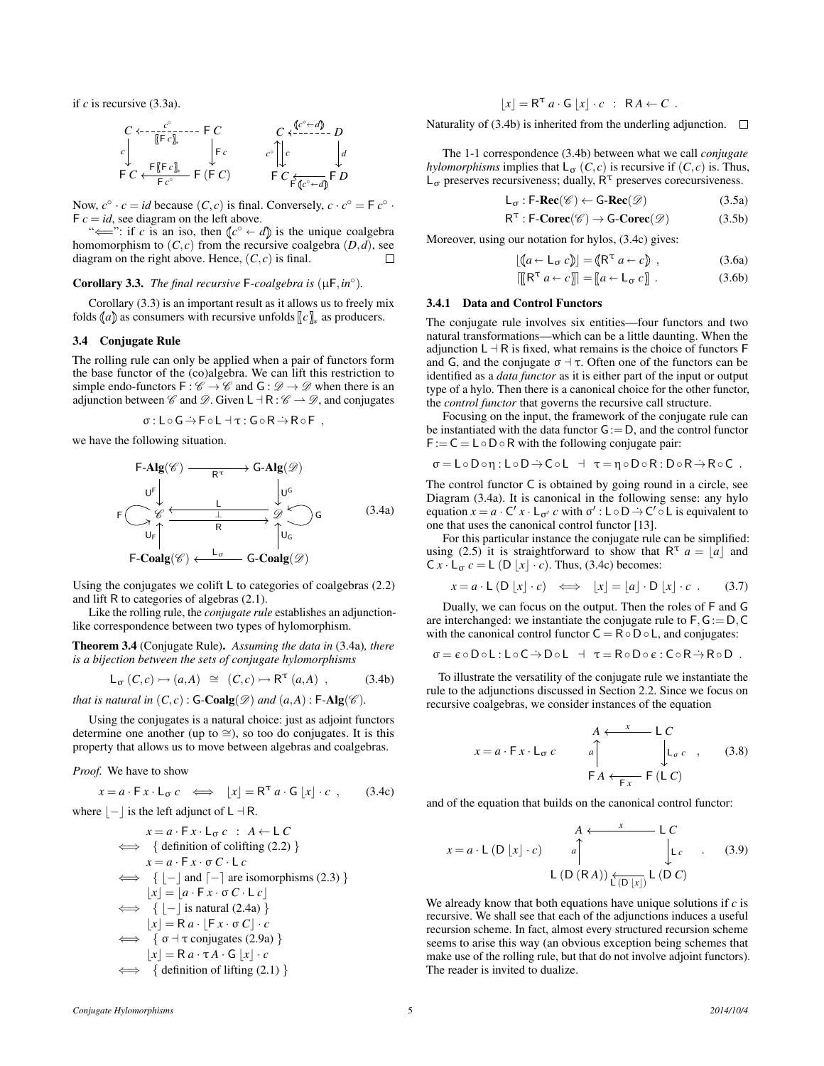if $c$ is recursive (3.3a).

$$
\begin{array}{ccc}
C & \xleftarrow{c^\circ \;/\; \llbracket \mathsf{F}\, c \rrbracket_*} & \mathsf{F}\, C \\
{\scriptstyle c}\downarrow & & \downarrow{\scriptstyle \mathsf{F}\, c} \\
\mathsf{F}\, C & \xleftarrow[\mathsf{F}\, c^\circ]{\mathsf{F} \llbracket \mathsf{F}\, c \rrbracket_*} & \mathsf{F}\,(\mathsf{F}\, C)
\end{array}
\qquad
\begin{array}{ccc}
C & \xleftarrow{(\!| c^\circ \leftarrow d |\!)} & D \\
{\scriptstyle c^\circ}\uparrow\downarrow{\scriptstyle c} & & \downarrow{\scriptstyle d} \\
\mathsf{F}\, C & \xleftarrow[\mathsf{F} (\!| c^\circ \leftarrow d |\!)]{} & \mathsf{F}\, D
\end{array}
$$

Now, $c^\circ \cdot c = id$ because $(C, c)$ is final. Conversely, $c \cdot c^\circ = \mathsf{F}\, c^\circ \cdot \mathsf{F}\, c = id$, see diagram on the left above.

"$\Longleftarrow$": if $c$ is an iso, then $(\!| c^\circ \leftarrow d |\!)$ is the unique coalgebra homomorphism to $(C, c)$ from the recursive coalgebra $(D, d)$, see diagram on the right above. Hence, $(C, c)$ is final. $\square$

**Corollary 3.3.** *The final recursive* $\mathsf{F}$*-coalgebra is* $(\mu\mathsf{F}, in^\circ)$.

Corollary (3.3) is an important result as it allows us to freely mix folds $(\!| a |\!)$ as consumers with recursive unfolds $\llbracket c \rrbracket_*$ as producers.

### 3.4 Conjugate Rule

The rolling rule can only be applied when a pair of functors form the base functor of the (co)algebra. We can lift this restriction to simple endo-functors $\mathsf{F} : \mathscr{C} \to \mathscr{C}$ and $\mathsf{G} : \mathscr{D} \to \mathscr{D}$ when there is an adjunction between $\mathscr{C}$ and $\mathscr{D}$. Given $\mathsf{L} \dashv \mathsf{R} : \mathscr{C} \rightharpoonup \mathscr{D}$, and conjugates

$$\sigma : \mathsf{L} \circ \mathsf{G} \dot{\to} \mathsf{F} \circ \mathsf{L} \dashv \tau : \mathsf{G} \circ \mathsf{R} \dot{\to} \mathsf{R} \circ \mathsf{F} \ ,$$

we have the following situation.

$$
\begin{array}{ccc}
\mathsf{F}\text{-}\mathbf{Alg}(\mathscr{C}) & \xrightarrow{\mathsf{R}^\tau} & \mathsf{G}\text{-}\mathbf{Alg}(\mathscr{D}) \\
{\scriptstyle \mathsf{U}^\mathsf{F}}\downarrow & & \downarrow{\scriptstyle \mathsf{U}^\mathsf{G}} \\
\mathsf{F} \circlearrowright \mathscr{C} & \underset{\mathsf{R}}{\overset{\mathsf{L}}{\leftrightarrows}}\ (\bot) & \mathscr{D} \circlearrowleft \mathsf{G} \\
{\scriptstyle \mathsf{U}_\mathsf{F}}\uparrow & & \uparrow{\scriptstyle \mathsf{U}_\mathsf{G}} \\
\mathsf{F}\text{-}\mathbf{Coalg}(\mathscr{C}) & \xleftarrow{\mathsf{L}_\sigma} & \mathsf{G}\text{-}\mathbf{Coalg}(\mathscr{D})
\end{array}
\qquad (3.4a)
$$

Using the conjugates we colift $\mathsf{L}$ to categories of coalgebras (2.2) and lift $\mathsf{R}$ to categories of algebras (2.1).

Like the rolling rule, the *conjugate rule* establishes an adjunction-like correspondence between two types of hylomorphism.

**Theorem 3.4** (Conjugate Rule). *Assuming the data in* (3.4a)*, there is a bijection between the sets of conjugate hylomorphisms*

$$\mathsf{L}_\sigma\ (C, c) \rightarrowtail (a, A) \ \cong\ (C, c) \rightarrowtail \mathsf{R}^\tau\ (a, A) \ , \qquad (3.4b)$$

*that is natural in* $(C, c) : \mathsf{G}\text{-}\mathbf{Coalg}(\mathscr{D})$ *and* $(a, A) : \mathsf{F}\text{-}\mathbf{Alg}(\mathscr{C})$.

Using the conjugates is a natural choice: just as adjoint functors determine one another (up to $\cong$), so too do conjugates. It is this property that allows us to move between algebras and coalgebras.

*Proof.* We have to show

$$x = a \cdot \mathsf{F}\, x \cdot \mathsf{L}_\sigma\ c \iff \lfloor x \rfloor = \mathsf{R}^\tau\ a \cdot \mathsf{G}\, \lfloor x \rfloor \cdot c \ , \qquad (3.4c)$$

where $\lfloor - \rfloor$ is the left adjunct of $\mathsf{L} \dashv \mathsf{R}$.

$$
\begin{aligned}
& x = a \cdot \mathsf{F}\, x \cdot \mathsf{L}_\sigma\ c \ :\ A \leftarrow \mathsf{L}\, C \\
\iff & \quad \{ \text{ definition of colifting (2.2) } \} \\
& x = a \cdot \mathsf{F}\, x \cdot \sigma\, C \cdot \mathsf{L}\, c \\
\iff & \quad \{ \lfloor - \rfloor \text{ and } \lceil - \rceil \text{ are isomorphisms (2.3) } \} \\
& \lfloor x \rfloor = \lfloor a \cdot \mathsf{F}\, x \cdot \sigma\, C \cdot \mathsf{L}\, c \rfloor \\
\iff & \quad \{ \lfloor - \rfloor \text{ is natural (2.4a) } \} \\
& \lfloor x \rfloor = \mathsf{R}\, a \cdot \lfloor \mathsf{F}\, x \cdot \sigma\, C \rfloor \cdot c \\
\iff & \quad \{ \sigma \dashv \tau \text{ conjugates (2.9a) } \} \\
& \lfloor x \rfloor = \mathsf{R}\, a \cdot \tau A \cdot \mathsf{G}\, \lfloor x \rfloor \cdot c \\
\iff & \quad \{ \text{ definition of lifting (2.1) } \} \\
& \lfloor x \rfloor = \mathsf{R}^\tau\ a \cdot \mathsf{G}\, \lfloor x \rfloor \cdot c \ :\ \mathsf{R}\, A \leftarrow C \ .
\end{aligned}
$$

Naturality of (3.4b) is inherited from the underling adjunction. $\square$

The 1-1 correspondence (3.4b) between what we call *conjugate hylomorphisms* implies that $\mathsf{L}_\sigma\ (C, c)$ is recursive if $(C, c)$ is. Thus, $\mathsf{L}_\sigma$ preserves recursiveness; dually, $\mathsf{R}^\tau$ preserves corecursiveness.

$$\mathsf{L}_\sigma : \mathsf{F}\text{-}\mathbf{Rec}(\mathscr{C}) \leftarrow \mathsf{G}\text{-}\mathbf{Rec}(\mathscr{D}) \qquad (3.5a)$$

$$\mathsf{R}^\tau : \mathsf{F}\text{-}\mathbf{Corec}(\mathscr{C}) \to \mathsf{G}\text{-}\mathbf{Corec}(\mathscr{D}) \qquad (3.5b)$$

Moreover, using our notation for hylos, (3.4c) gives:

$$\lfloor (\!| a \leftarrow \mathsf{L}_\sigma\ c |\!) \rfloor = (\!| \mathsf{R}^\tau\ a \leftarrow c |\!) \ , \qquad (3.6a)$$

$$\lceil \llbracket \mathsf{R}^\tau\ a \leftarrow c \rrbracket \rceil = \llbracket a \leftarrow \mathsf{L}_\sigma\ c \rrbracket \ . \qquad (3.6b)$$

#### 3.4.1 Data and Control Functors

The conjugate rule involves six entities—four functors and two natural transformations—which can be a little daunting. When the adjunction $\mathsf{L} \dashv \mathsf{R}$ is fixed, what remains is the choice of functors $\mathsf{F}$ and $\mathsf{G}$, and the conjugate $\sigma \dashv \tau$. Often one of the functors can be identified as a *data functor* as it is either part of the input or output type of a hylo. Then there is a canonical choice for the other functor, the *control functor* that governs the recursive call structure.

Focusing on the input, the framework of the conjugate rule can be instantiated with the data functor $\mathsf{G} := \mathsf{D}$, and the control functor $\mathsf{F} := \mathsf{C} = \mathsf{L} \circ \mathsf{D} \circ \mathsf{R}$ with the following conjugate pair:

$$\sigma = \mathsf{L} \circ \mathsf{D} \circ \eta : \mathsf{L} \circ \mathsf{D} \dot{\to} \mathsf{C} \circ \mathsf{L} \ \dashv\ \tau = \eta \circ \mathsf{D} \circ \mathsf{R} : \mathsf{D} \circ \mathsf{R} \dot{\to} \mathsf{R} \circ \mathsf{C} \ .$$

The control functor $\mathsf{C}$ is obtained by going round in a circle, see Diagram (3.4a). It is canonical in the following sense: any hylo equation $x = a \cdot \mathsf{C}'\ x \cdot \mathsf{L}_{\sigma'}\ c$ with $\sigma' : \mathsf{L} \circ \mathsf{D} \dot{\to} \mathsf{C}' \circ \mathsf{L}$ is equivalent to one that uses the canonical control functor [13].

For this particular instance the conjugate rule can be simplified: using (2.5) it is straightforward to show that $\mathsf{R}^\tau\ a = \lfloor a \rfloor$ and $\mathsf{C}\, x \cdot \mathsf{L}_\sigma\ c = \mathsf{L}\ (\mathsf{D}\, \lfloor x \rfloor \cdot c)$. Thus, (3.4c) becomes:

$$x = a \cdot \mathsf{L}\ (\mathsf{D}\, \lfloor x \rfloor \cdot c) \iff \lfloor x \rfloor = \lfloor a \rfloor \cdot \mathsf{D}\, \lfloor x \rfloor \cdot c \ . \qquad (3.7)$$

Dually, we can focus on the output. Then the roles of $\mathsf{F}$ and $\mathsf{G}$ are interchanged: we instantiate the conjugate rule to $\mathsf{F}, \mathsf{G} := \mathsf{D}, \mathsf{C}$ with the canonical control functor $\mathsf{C} = \mathsf{R} \circ \mathsf{D} \circ \mathsf{L}$, and conjugates:

$$\sigma = \epsilon \circ \mathsf{D} \circ \mathsf{L} : \mathsf{L} \circ \mathsf{C} \dot{\to} \mathsf{D} \circ \mathsf{L} \ \dashv\ \tau = \mathsf{R} \circ \mathsf{D} \circ \epsilon : \mathsf{C} \circ \mathsf{R} \dot{\to} \mathsf{R} \circ \mathsf{D} \ .$$

To illustrate the versatility of the conjugate rule we instantiate the rule to the adjunctions discussed in Section 2.2. Since we focus on recursive coalgebras, we consider instances of the equation

$$x = a \cdot \mathsf{F}\, x \cdot \mathsf{L}_\sigma\ c \qquad
\begin{array}{ccc}
A & \xleftarrow{x} & \mathsf{L}\, C \\
{\scriptstyle a}\uparrow & & \downarrow{\scriptstyle \mathsf{L}_\sigma\ c} \\
\mathsf{F}\, A & \xleftarrow[\mathsf{F}\, x]{} & \mathsf{F}\ (\mathsf{L}\, C)
\end{array} \ , \qquad (3.8)$$

and of the equation that builds on the canonical control functor:

$$x = a \cdot \mathsf{L}\ (\mathsf{D}\, \lfloor x \rfloor \cdot c) \qquad
\begin{array}{ccc}
A & \xleftarrow{x} & \mathsf{L}\, C \\
{\scriptstyle a}\uparrow & & \downarrow{\scriptstyle \mathsf{L}\, c} \\
\mathsf{L}\ (\mathsf{D}\ (\mathsf{R}\, A)) & \xleftarrow[\mathsf{L}\ (\mathsf{D}\, \lfloor x \rfloor)]{} & \mathsf{L}\ (\mathsf{D}\, C)
\end{array} \ . \qquad (3.9)$$

We already know that both equations have unique solutions if $c$ is recursive. We shall see that each of the adjunctions induces a useful recursion scheme. In fact, almost every structured recursion scheme seems to arise this way (an obvious exception being schemes that make use of the rolling rule, but that do not involve adjoint functors). The reader is invited to dualize.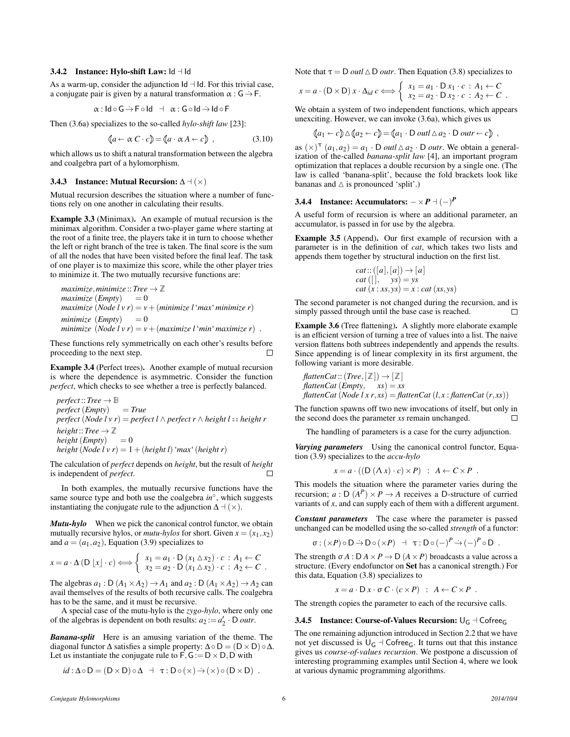### 3.4.2 Instance: Hylo-shift Law: $\mathsf{Id} \dashv \mathsf{Id}$

As a warm-up, consider the adjunction $\mathsf{Id} \dashv \mathsf{Id}$. For this trivial case, a conjugate pair is given by a natural transformation $\alpha : \mathsf{G} \dot{\to} \mathsf{F}$.

$$\alpha : \mathsf{Id} \circ \mathsf{G} \dot{\to} \mathsf{F} \circ \mathsf{Id} \quad \dashv \quad \alpha : \mathsf{G} \circ \mathsf{Id} \dot{\to} \mathsf{Id} \circ \mathsf{F}$$

Then (3.6a) specializes to the so-called *hylo-shift law* [23]:

$$(\!|a \leftarrow \alpha\, C \cdot c|\!) = (\!|a \cdot \alpha\, A \leftarrow c|\!) \ , \tag{3.10}$$

which allows us to shift a natural transformation between the algebra and coalgebra part of a hylomorphism.

### 3.4.3 Instance: Mutual Recursion: $\Delta \dashv (\times)$

Mutual recursion describes the situation where a number of functions rely on one another in calculating their results.

**Example 3.3** (Minimax). An example of mutual recursion is the minimax algorithm. Consider a two-player game where starting at the root of a finite tree, the players take it in turn to choose whether the left or right branch of the tree is taken. The final score is the sum of all the nodes that have been visited before the final leaf. The task of one player is to maximize this score, while the other player tries to minimize it. The two mutually recursive functions are:

$$
\begin{aligned}
&\mathit{maximize}, \mathit{minimize} :: \mathit{Tree} \to \mathbb{Z} \\
&\mathit{maximize}\ (\mathit{Empty}) \quad = 0 \\
&\mathit{maximize}\ (\mathit{Node}\ l\ v\ r) = v + (\mathit{minimize}\ l\ \text{`}\mathit{max}\text{'}\ \mathit{minimize}\ r) \\
&\mathit{minimize}\ \ (\mathit{Empty}) \quad = 0 \\
&\mathit{minimize}\ \ (\mathit{Node}\ l\ v\ r) = v + (\mathit{maximize}\ l\ \text{`}\mathit{min}\text{'}\ \mathit{maximize}\ r) \ .
\end{aligned}
$$

These functions rely symmetrically on each other's results before proceeding to the next step. □

**Example 3.4** (Perfect trees). Another example of mutual recursion is where the dependence is asymmetric. Consider the function *perfect*, which checks to see whether a tree is perfectly balanced.

$$
\begin{aligned}
&\mathit{perfect} :: \mathit{Tree} \to \mathbb{B} \\
&\mathit{perfect}\ (\mathit{Empty}) \quad = \mathit{True} \\
&\mathit{perfect}\ (\mathit{Node}\ l\ v\ r) = \mathit{perfect}\ l \land \mathit{perfect}\ r \land \mathit{height}\ l == \mathit{height}\ r \\
&\mathit{height} :: \mathit{Tree} \to \mathbb{Z} \\
&\mathit{height}\ (\mathit{Empty}) \quad = 0 \\
&\mathit{height}\ (\mathit{Node}\ l\ v\ r) = 1 + (\mathit{height}\ l)\ \text{`}\mathit{max}\text{'}\ (\mathit{height}\ r)
\end{aligned}
$$

The calculation of *perfect* depends on *height*, but the result of *height* is independent of *perfect*. □

In both examples, the mutually recursive functions have the same source type and both use the coalgebra $\mathit{in}^{\circ}$, which suggests instantiating the conjugate rule to the adjunction $\Delta \dashv (\times)$.

***Mutu-hylo*** When we pick the canonical control functor, we obtain mutually recursive hylos, or *mutu-hylos* for short. Given $x = (x_1, x_2)$ and $a = (a_1, a_2)$, Equation (3.9) specializes to

$$x = a \cdot \Delta\,(\mathsf{D}\ \lfloor x \rfloor \cdot c) \Longleftrightarrow \begin{cases} x_1 = a_1 \cdot \mathsf{D}\ (x_1 \vartriangle x_2) \cdot c \ : \ A_1 \leftarrow C \\ x_2 = a_2 \cdot \mathsf{D}\ (x_1 \vartriangle x_2) \cdot c \ : \ A_2 \leftarrow C \ . \end{cases}$$

The algebras $a_1 : \mathsf{D}\ (A_1 \times A_2) \to A_1$ and $a_2 : \mathsf{D}\ (A_1 \times A_2) \to A_2$ can avail themselves of the results of both recursive calls. The coalgebra has to be the same, and it must be recursive.

A special case of the mutu-hylo is the *zygo-hylo*, where only one of the algebras is dependent on both results: $a_2 := a_2' \cdot \mathsf{D}\ \mathit{outr}$.

***Banana-split*** Here is an amusing variation of the theme. The diagonal functor $\Delta$ satisfies a simple property: $\Delta \circ \mathsf{D} = (\mathsf{D} \times \mathsf{D}) \circ \Delta$. Let us instantiate the conjugate rule to $\mathsf{F}, \mathsf{G} := \mathsf{D} \times \mathsf{D}, \mathsf{D}$ with

$$\mathit{id} : \Delta \circ \mathsf{D} = (\mathsf{D} \times \mathsf{D}) \circ \Delta \quad \dashv \quad \tau : \mathsf{D} \circ (\times) \dot{\to} (\times) \circ (\mathsf{D} \times \mathsf{D}) \ .$$

Note that $\tau = \mathsf{D}\ \mathit{outl} \vartriangle \mathsf{D}\ \mathit{outr}$. Then Equation (3.8) specializes to

$$x = a \cdot (\mathsf{D} \times \mathsf{D})\ x \cdot \Delta_{\mathit{id}}\ c \Longleftrightarrow \begin{cases} x_1 = a_1 \cdot \mathsf{D}\ x_1 \cdot c \ : \ A_1 \leftarrow C \\ x_2 = a_2 \cdot \mathsf{D}\ x_2 \cdot c \ : \ A_2 \leftarrow C \ . \end{cases}$$

We obtain a system of two independent functions, which appears unexciting. However, we can invoke (3.6a), which gives us

$$(\!|a_1 \leftarrow c|\!) \vartriangle (\!|a_2 \leftarrow c|\!) = (\!|a_1 \cdot \mathsf{D}\ \mathit{outl} \vartriangle a_2 \cdot \mathsf{D}\ \mathit{outr} \leftarrow c|\!) \ ,$$

as $(\times)^{\tau}\ (a_1, a_2) = a_1 \cdot \mathsf{D}\ \mathit{outl} \vartriangle a_2 \cdot \mathsf{D}\ \mathit{outr}$. We obtain a generalization of the-called *banana-split law* [4], an important program optimization that replaces a double recursion by a single one. (The law is called 'banana-split', because the fold brackets look like bananas and $\vartriangle$ is pronounced 'split'.)

### 3.4.4 Instance: Accumulators: $- \times P \dashv (-)^P$

A useful form of recursion is where an additional parameter, an accumulator, is passed in for use by the algebra.

**Example 3.5** (Append). Our first example of recursion with a parameter is in the definition of *cat*, which takes two lists and appends them together by structural induction on the first list.

$$
\begin{aligned}
&\mathit{cat} :: ([a], [a]) \to [a] \\
&\mathit{cat}\ ([\,], \quad \mathit{ys}) = \mathit{ys} \\
&\mathit{cat}\ (x : \mathit{xs}, \mathit{ys}) = x : \mathit{cat}\ (\mathit{xs}, \mathit{ys})
\end{aligned}
$$

The second parameter is not changed during the recursion, and is simply passed through until the base case is reached. □

**Example 3.6** (Tree flattening). A slightly more elaborate example is an efficient version of turning a tree of values into a list. The naive version flattens both subtrees independently and appends the results. Since appending is of linear complexity in its first argument, the following variant is more desirable.

$$
\begin{aligned}
&\mathit{flattenCat} :: (\mathit{Tree}, [\mathbb{Z}]) \to [\mathbb{Z}] \\
&\mathit{flattenCat}\ (\mathit{Empty}, \quad \mathit{xs}) = \mathit{xs} \\
&\mathit{flattenCat}\ (\mathit{Node}\ l\ x\ r, \mathit{xs}) = \mathit{flattenCat}\ (l, x : \mathit{flattenCat}\ (r, \mathit{xs}))
\end{aligned}
$$

The function spawns off two new invocations of itself, but only in the second does the parameter *xs* remain unchanged. □

The handling of parameters is a case for the curry adjunction.

***Varying parameters*** Using the canonical control functor, Equation (3.9) specializes to the *accu-hylo*

$$x = a \cdot ((\mathsf{D}\ (\Lambda\, x) \cdot c) \times P) \ \ : \ A \leftarrow C \times P \ .$$

This models the situation where the parameter varies during the recursion; $a : \mathsf{D}\ (A^P) \times P \to A$ receives a $\mathsf{D}$-structure of curried variants of $x$, and can supply each of them with a different argument.

***Constant parameters*** The case where the parameter is passed unchanged can be modelled using the so-called *strength* of a functor:

$$\sigma : (\times P) \circ \mathsf{D} \dot{\to} \mathsf{D} \circ (\times P) \quad \dashv \quad \tau : \mathsf{D} \circ (-)^P \dot{\to} (-)^P \circ \mathsf{D} \ .$$

The strength $\sigma A : \mathsf{D}\ A \times P \to \mathsf{D}\ (A \times P)$ broadcasts a value across a structure. (Every endofunctor on **Set** has a canonical strength.) For this data, Equation (3.8) specializes to

$$x = a \cdot \mathsf{D}\ x \cdot \sigma\, C \cdot (c \times P) \ \ : \ A \leftarrow C \times P \ .$$

The strength copies the parameter to each of the recursive calls.

### 3.4.5 Instance: Course-of-Values Recursion: $\mathsf{U}_{\mathsf{G}} \dashv \mathsf{Cofree}_{\mathsf{G}}$

The one remaining adjunction introduced in Section 2.2 that we have not yet discussed is $\mathsf{U}_{\mathsf{G}} \dashv \mathsf{Cofree}_{\mathsf{G}}$. It turns out that this instance gives us *course-of-values recursion*. We postpone a discussion of interesting programming examples until Section 4, where we look at various dynamic programming algorithms.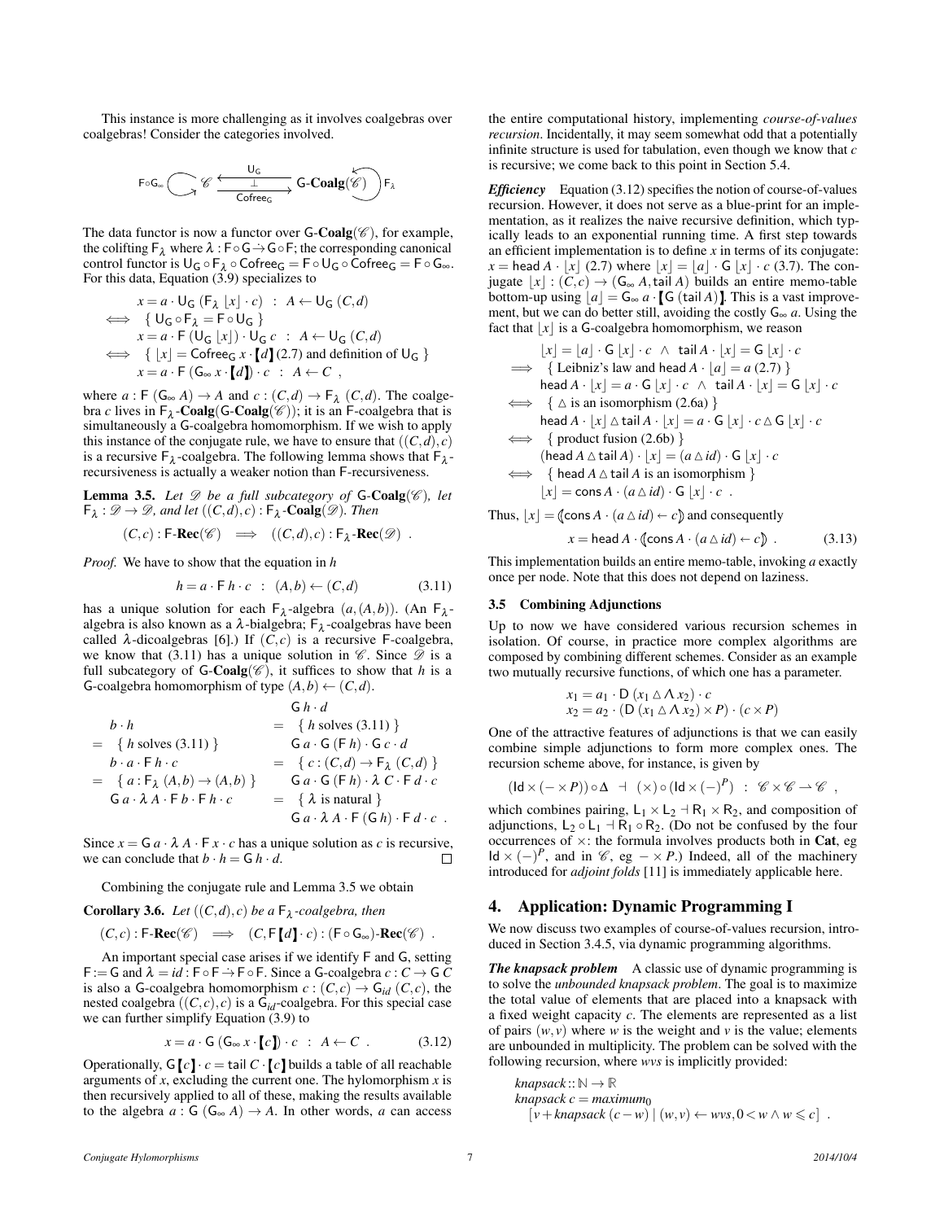This instance is more challenging as it involves coalgebras over coalgebras! Consider the categories involved.

$$\mathsf{F}\circ\mathsf{G}_\infty \circlearrowright \mathscr{C} \underset{\mathsf{Cofree_G}}{\overset{\mathsf{U_G}}{\underset{\perp}{\longleftarrow}}} \mathsf{G}\text{-}\mathbf{Coalg}(\mathscr{C}) \circlearrowleft \mathsf{F}_\lambda$$

The data functor is now a functor over $\mathsf{G}\text{-}\mathbf{Coalg}(\mathscr{C})$, for example, the colifting $\mathsf{F}_\lambda$ where $\lambda : \mathsf{F}\circ\mathsf{G} \dot{\to} \mathsf{G}\circ\mathsf{F}$; the corresponding canonical control functor is $\mathsf{U_G}\circ\mathsf{F}_\lambda\circ\mathsf{Cofree_G} = \mathsf{F}\circ\mathsf{U_G}\circ\mathsf{Cofree_G} = \mathsf{F}\circ\mathsf{G}_\infty$. For this data, Equation (3.9) specializes to

$$\begin{aligned}
& x = a \cdot \mathsf{U_G}\,(\mathsf{F}_\lambda\,\lfloor x\rfloor \cdot c) \;\;:\;\; A \leftarrow \mathsf{U_G}\,(C,d) \\
\iff\; & \{\ \mathsf{U_G}\circ\mathsf{F}_\lambda = \mathsf{F}\circ\mathsf{U_G}\ \} \\
& x = a \cdot \mathsf{F}\,(\mathsf{U_G}\,\lfloor x\rfloor)\cdot \mathsf{U_G}\,c \;\;:\;\; A \leftarrow \mathsf{U_G}\,(C,d) \\
\iff\; & \{\ \lfloor x\rfloor = \mathsf{Cofree_G}\,x \cdot [\![ d ]\!]\ (2.7) \text{ and definition of } \mathsf{U_G}\ \} \\
& x = a \cdot \mathsf{F}\,(\mathsf{G}_\infty\,x \cdot [\![ d ]\!]) \cdot c \;\;:\;\; A \leftarrow C\ ,
\end{aligned}$$

where $a : \mathsf{F}\,(\mathsf{G}_\infty\,A) \to A$ and $c : (C,d) \to \mathsf{F}_\lambda\,(C,d)$. The coalgebra $c$ lives in $\mathsf{F}_\lambda\text{-}\mathbf{Coalg}(\mathsf{G}\text{-}\mathbf{Coalg}(\mathscr{C}))$; it is an $\mathsf{F}$-coalgebra that is simultaneously a $\mathsf{G}$-coalgebra homomorphism. If we wish to apply this instance of the conjugate rule, we have to ensure that $((C,d),c)$ is a recursive $\mathsf{F}_\lambda$-coalgebra. The following lemma shows that $\mathsf{F}_\lambda$-recursiveness is actually a weaker notion than $\mathsf{F}$-recursiveness.

**Lemma 3.5.** *Let $\mathscr{D}$ be a full subcategory of $\mathsf{G}\text{-}\mathbf{Coalg}(\mathscr{C})$, let $\mathsf{F}_\lambda : \mathscr{D} \to \mathscr{D}$, and let $((C,d),c) : \mathsf{F}_\lambda\text{-}\mathbf{Coalg}(\mathscr{D})$. Then*

$$(C,c) : \mathsf{F}\text{-}\mathbf{Rec}(\mathscr{C}) \implies ((C,d),c) : \mathsf{F}_\lambda\text{-}\mathbf{Rec}(\mathscr{D})\ .$$

*Proof.* We have to show that the equation in $h$

$$h = a \cdot \mathsf{F}\,h \cdot c \;\;:\;\; (A,b) \leftarrow (C,d) \tag{3.11}$$

has a unique solution for each $\mathsf{F}_\lambda$-algebra $(a,(A,b))$. (An $\mathsf{F}_\lambda$-algebra is also known as a $\lambda$-bialgebra; $\mathsf{F}_\lambda$-coalgebras have been called $\lambda$-dicoalgebras [6].) If $(C,c)$ is a recursive $\mathsf{F}$-coalgebra, we know that (3.11) has a unique solution in $\mathscr{C}$. Since $\mathscr{D}$ is a full subcategory of $\mathsf{G}\text{-}\mathbf{Coalg}(\mathscr{C})$, it suffices to show that $h$ is a $\mathsf{G}$-coalgebra homomorphism of type $(A,b) \leftarrow (C,d)$.

$$\begin{aligned}
& b \cdot h \\
=\; & \{\ h \text{ solves (3.11)}\ \} \\
& b \cdot a \cdot \mathsf{F}\,h \cdot c \\
=\; & \{\ a : \mathsf{F}_\lambda\,(A,b) \to (A,b)\ \} \\
& \mathsf{G}\,a \cdot \lambda\,A \cdot \mathsf{F}\,b \cdot \mathsf{F}\,h \cdot c
\end{aligned}
\qquad
\begin{aligned}
& \mathsf{G}\,h \cdot d \\
=\; & \{\ h \text{ solves (3.11)}\ \} \\
& \mathsf{G}\,a \cdot \mathsf{G}\,(\mathsf{F}\,h) \cdot \mathsf{G}\,c \cdot d \\
=\; & \{\ c : (C,d) \to \mathsf{F}_\lambda\,(C,d)\ \} \\
& \mathsf{G}\,a \cdot \mathsf{G}\,(\mathsf{F}\,h) \cdot \lambda\,C \cdot \mathsf{F}\,d \cdot c \\
=\; & \{\ \lambda \text{ is natural}\ \} \\
& \mathsf{G}\,a \cdot \lambda\,A \cdot \mathsf{F}\,(\mathsf{G}\,h) \cdot \mathsf{F}\,d \cdot c\ .
\end{aligned}$$

Since $x = \mathsf{G}\,a \cdot \lambda\,A \cdot \mathsf{F}\,x \cdot c$ has a unique solution as $c$ is recursive, we can conclude that $b \cdot h = \mathsf{G}\,h \cdot d$. ∎

Combining the conjugate rule and Lemma 3.5 we obtain

**Corollary 3.6.** *Let $((C,d),c)$ be a $\mathsf{F}_\lambda$-coalgebra, then*

$$(C,c) : \mathsf{F}\text{-}\mathbf{Rec}(\mathscr{C}) \implies (C, \mathsf{F}\,[\![ d ]\!] \cdot c) : (\mathsf{F}\circ\mathsf{G}_\infty)\text{-}\mathbf{Rec}(\mathscr{C})\ .$$

An important special case arises if we identify $\mathsf{F}$ and $\mathsf{G}$, setting $\mathsf{F} := \mathsf{G}$ and $\lambda = id : \mathsf{F}\circ\mathsf{F} \dot{\to} \mathsf{F}\circ\mathsf{F}$. Since a $\mathsf{G}$-coalgebra $c : C \to \mathsf{G}\,C$ is also a $\mathsf{G}$-coalgebra homomorphism $c : (C,c) \to \mathsf{G}_{id}\,(C,c)$, the nested coalgebra $((C,c),c)$ is a $\mathsf{G}_{id}$-coalgebra. For this special case we can further simplify Equation (3.9) to

$$x = a \cdot \mathsf{G}\,(\mathsf{G}_\infty\,x \cdot [\![ c ]\!]) \cdot c \;\;:\;\; A \leftarrow C\ . \tag{3.12}$$

Operationally, $\mathsf{G}\,[\![ c ]\!] \cdot c = \mathsf{tail}\,C \cdot [\![ c ]\!]$ builds a table of all reachable arguments of $x$, excluding the current one. The hylomorphism $x$ is then recursively applied to all of these, making the results available to the algebra $a : \mathsf{G}\,(\mathsf{G}_\infty\,A) \to A$. In other words, $a$ can access the entire computational history, implementing *course-of-values recursion*. Incidentally, it may seem somewhat odd that a potentially infinite structure is used for tabulation, even though we know that $c$ is recursive; we come back to this point in Section 5.4.

***Efficiency*** Equation (3.12) specifies the notion of course-of-values recursion. However, it does not serve as a blue-print for an implementation, as it realizes the naive recursive definition, which typically leads to an exponential running time. A first step towards an efficient implementation is to define $x$ in terms of its conjugate: $x = \mathsf{head}\,A \cdot \lfloor x\rfloor$ (2.7) where $\lfloor x\rfloor = \lfloor a\rfloor \cdot \mathsf{G}\,\lfloor x\rfloor \cdot c$ (3.7). The conjugate $\lfloor x\rfloor : (C,c) \to (\mathsf{G}_\infty\,A, \mathsf{tail}\,A)$ builds an entire memo-table bottom-up using $\lfloor a\rfloor = \mathsf{G}_\infty\,a \cdot [\![ \mathsf{G}\,(\mathsf{tail}\,A) ]\!]$. This is a vast improvement, but we can do better still, avoiding the costly $\mathsf{G}_\infty\,a$. Using the fact that $\lfloor x\rfloor$ is a $\mathsf{G}$-coalgebra homomorphism, we reason

$$\begin{aligned}
& \lfloor x\rfloor = \lfloor a\rfloor \cdot \mathsf{G}\,\lfloor x\rfloor \cdot c \;\wedge\; \mathsf{tail}\,A \cdot \lfloor x\rfloor = \mathsf{G}\,\lfloor x\rfloor \cdot c \\
\implies\; & \{\ \text{Leibniz's law and } \mathsf{head}\,A \cdot \lfloor a\rfloor = a\ (2.7)\ \} \\
& \mathsf{head}\,A \cdot \lfloor x\rfloor = a \cdot \mathsf{G}\,\lfloor x\rfloor \cdot c \;\wedge\; \mathsf{tail}\,A \cdot \lfloor x\rfloor = \mathsf{G}\,\lfloor x\rfloor \cdot c \\
\iff\; & \{\ \vartriangle \text{ is an isomorphism (2.6a)}\ \} \\
& \mathsf{head}\,A \cdot \lfloor x\rfloor \vartriangle \mathsf{tail}\,A \cdot \lfloor x\rfloor = a \cdot \mathsf{G}\,\lfloor x\rfloor \cdot c \vartriangle \mathsf{G}\,\lfloor x\rfloor \cdot c \\
\iff\; & \{\ \text{product fusion (2.6b)}\ \} \\
& (\mathsf{head}\,A \vartriangle \mathsf{tail}\,A) \cdot \lfloor x\rfloor = (a \vartriangle id) \cdot \mathsf{G}\,\lfloor x\rfloor \cdot c \\
\iff\; & \{\ \mathsf{head}\,A \vartriangle \mathsf{tail}\,A \text{ is an isomorphism}\ \} \\
& \lfloor x\rfloor = \mathsf{cons}\,A \cdot (a \vartriangle id) \cdot \mathsf{G}\,\lfloor x\rfloor \cdot c\ .
\end{aligned}$$

Thus, $\lfloor x\rfloor = (\!|\, \mathsf{cons}\,A \cdot (a \vartriangle id) \leftarrow c \,|\!)$ and consequently

$$x = \mathsf{head}\,A \cdot (\!|\, \mathsf{cons}\,A \cdot (a \vartriangle id) \leftarrow c \,|\!)\ . \tag{3.13}$$

This implementation builds an entire memo-table, invoking $a$ exactly once per node. Note that this does not depend on laziness.

### 3.5 Combining Adjunctions

Up to now we have considered various recursion schemes in isolation. Of course, in practice more complex algorithms are composed by combining different schemes. Consider as an example two mutually recursive functions, of which one has a parameter.

$$\begin{aligned}
x_1 &= a_1 \cdot \mathsf{D}\,(x_1 \vartriangle \Lambda\,x_2) \cdot c \\
x_2 &= a_2 \cdot (\mathsf{D}\,(x_1 \vartriangle \Lambda\,x_2) \times P) \cdot (c \times P)
\end{aligned}$$

One of the attractive features of adjunctions is that we can easily combine simple adjunctions to form more complex ones. The recursion scheme above, for instance, is given by

$$(\mathsf{Id} \times (- \times P)) \circ \Delta \;\dashv\; (\times) \circ (\mathsf{Id} \times (-)^P) \;\;:\;\; \mathscr{C}\times\mathscr{C} \rightharpoonup \mathscr{C}\ ,$$

which combines pairing, $\mathsf{L}_1 \times \mathsf{L}_2 \dashv \mathsf{R}_1 \times \mathsf{R}_2$, and composition of adjunctions, $\mathsf{L}_2 \circ \mathsf{L}_1 \dashv \mathsf{R}_1 \circ \mathsf{R}_2$. (Do not be confused by the four occurrences of $\times$: the formula involves products both in **Cat**, eg $\mathsf{Id} \times (-)^P$, and in $\mathscr{C}$, eg $- \times P$.) Indeed, all of the machinery introduced for *adjoint folds* [11] is immediately applicable here.

## 4. Application: Dynamic Programming I

We now discuss two examples of course-of-values recursion, introduced in Section 3.4.5, via dynamic programming algorithms.

***The knapsack problem*** A classic use of dynamic programming is to solve the *unbounded knapsack problem*. The goal is to maximize the total value of elements that are placed into a knapsack with a fixed weight capacity $c$. The elements are represented as a list of pairs $(w,v)$ where $w$ is the weight and $v$ is the value; elements are unbounded in multiplicity. The problem can be solved with the following recursion, where *wvs* is implicitly provided:

$$\begin{aligned}
& \mathit{knapsack} :: \mathbb{N} \to \mathbb{R} \\
& \mathit{knapsack}\ c = \mathit{maximum}_0 \\
& \quad [\,v + \mathit{knapsack}\,(c - w) \mid (w,v) \leftarrow \mathit{wvs}, 0 < w \wedge w \leqslant c\,]\ .
\end{aligned}$$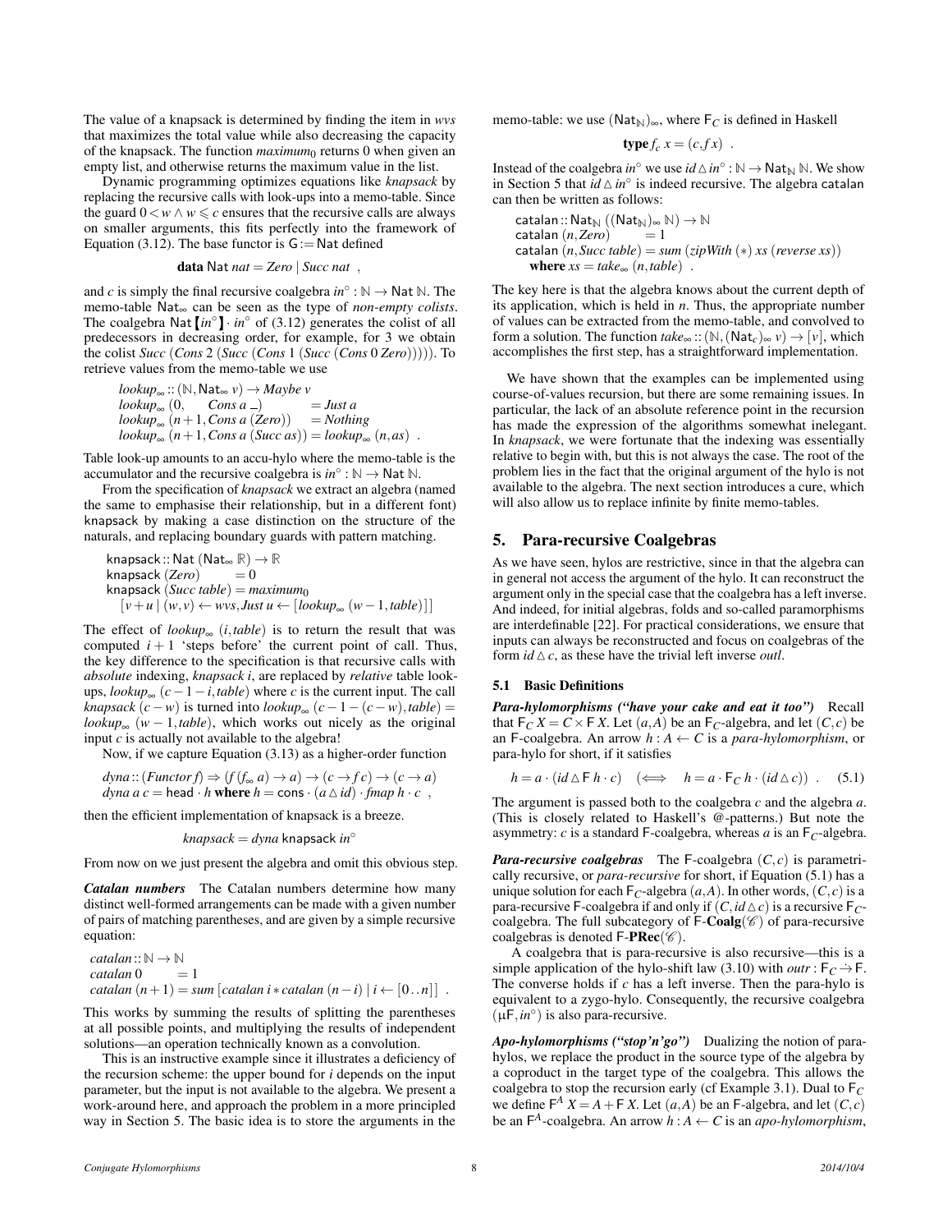The value of a knapsack is determined by finding the item in *wvs* that maximizes the total value while also decreasing the capacity of the knapsack. The function $maximum_0$ returns 0 when given an empty list, and otherwise returns the maximum value in the list.

Dynamic programming optimizes equations like *knapsack* by replacing the recursive calls with look-ups into a memo-table. Since the guard $0 < w \wedge w \leqslant c$ ensures that the recursive calls are always on smaller arguments, this fits perfectly into the framework of Equation (3.12). The base functor is $\mathsf{G} := \mathsf{Nat}$ defined

$$\textbf{data}\ \mathsf{Nat}\ nat = Zero \mid Succ\ nat\ \ ,$$

and $c$ is simply the final recursive coalgebra $in^\circ : \mathbb{N} \to \mathsf{Nat}\ \mathbb{N}$. The memo-table $\mathsf{Nat}_\infty$ can be seen as the type of *non-empty colists*. The coalgebra $\mathsf{Nat}\,[\![ in^\circ ]\!] \cdot in^\circ$ of (3.12) generates the colist of all predecessors in decreasing order, for example, for 3 we obtain the colist $Succ\ (Cons\ 2\ (Succ\ (Cons\ 1\ (Succ\ (Cons\ 0\ Zero)))))$. To retrieve values from the memo-table we use

```
lookup∞ :: (ℕ, Nat∞ v) → Maybe v
lookup∞ (0,     Cons a _)          = Just a
lookup∞ (n+1, Cons a (Zero))       = Nothing
lookup∞ (n+1, Cons a (Succ as))    = lookup∞ (n, as)  .
```

Table look-up amounts to an accu-hylo where the memo-table is the accumulator and the recursive coalgebra is $in^\circ : \mathbb{N} \to \mathsf{Nat}\ \mathbb{N}$.

From the specification of *knapsack* we extract an algebra (named the same to emphasise their relationship, but in a different font) $\mathsf{knapsack}$ by making a case distinction on the structure of the naturals, and replacing boundary guards with pattern matching.

```
knapsack :: Nat (Nat∞ ℝ) → ℝ
knapsack (Zero)        = 0
knapsack (Succ table) = maximum₀
   [v + u | (w, v) ← wvs, Just u ← [lookup∞ (w − 1, table)]]
```

The effect of $lookup_\infty\ (i, table)$ is to return the result that was computed $i+1$ 'steps before' the current point of call. Thus, the key difference to the specification is that recursive calls with *absolute* indexing, *knapsack i*, are replaced by *relative* table look-ups, $lookup_\infty\ (c-1-i, table)$ where $c$ is the current input. The call $knapsack\ (c-w)$ is turned into $lookup_\infty\ (c-1-(c-w), table) = lookup_\infty\ (w-1, table)$, which works out nicely as the original input $c$ is actually not available to the algebra!

Now, if we capture Equation (3.13) as a higher-order function

```
dyna :: (Functor f) ⇒ (f (f∞ a) → a) → (c → f c) → (c → a)
dyna a c = head · h where h = cons · (a △ id) · fmap h · c  ,
```

then the efficient implementation of knapsack is a breeze.

$$knapsack = dyna\ \mathsf{knapsack}\ in^\circ$$

From now on we just present the algebra and omit this obvious step.

***Catalan numbers*** The Catalan numbers determine how many distinct well-formed arrangements can be made with a given number of pairs of matching parentheses, and are given by a simple recursive equation:

```
catalan :: ℕ → ℕ
catalan 0       = 1
catalan (n+1) = sum [catalan i * catalan (n − i) | i ← [0..n]]  .
```

This works by summing the results of splitting the parentheses at all possible points, and multiplying the results of independent solutions—an operation technically known as a convolution.

This is an instructive example since it illustrates a deficiency of the recursion scheme: the upper bound for $i$ depends on the input parameter, but the input is not available to the algebra. We present a work-around here, and approach the problem in a more principled way in Section 5. The basic idea is to store the arguments in the memo-table: we use $(\mathsf{Nat}_\mathbb{N})_\infty$, where $\mathsf{F}_C$ is defined in Haskell

$$\textbf{type}\ f_c\ x = (c, f\,x)\ \ .$$

Instead of the coalgebra $in^\circ$ we use $id \vartriangle in^\circ : \mathbb{N} \to \mathsf{Nat}_\mathbb{N}\ \mathbb{N}$. We show in Section 5 that $id \vartriangle in^\circ$ is indeed recursive. The algebra $\mathsf{catalan}$ can then be written as follows:

```
catalan :: Nat_ℕ ((Nat_ℕ)∞ ℕ) → ℕ
catalan (n, Zero)        = 1
catalan (n, Succ table) = sum (zipWith (*) xs (reverse xs))
   where xs = take∞ (n, table)  .
```

The key here is that the algebra knows about the current depth of its application, which is held in $n$. Thus, the appropriate number of values can be extracted from the memo-table, and convolved to form a solution. The function $take_\infty :: (\mathbb{N}, (\mathsf{Nat}_c)_\infty\ v) \to [v]$, which accomplishes the first step, has a straightforward implementation.

We have shown that the examples can be implemented using course-of-values recursion, but there are some remaining issues. In particular, the lack of an absolute reference point in the recursion has made the expression of the algorithms somewhat inelegant. In *knapsack*, we were fortunate that the indexing was essentially relative to begin with, but this is not always the case. The root of the problem lies in the fact that the original argument of the hylo is not available to the algebra. The next section introduces a cure, which will also allow us to replace infinite by finite memo-tables.

## 5. Para-recursive Coalgebras

As we have seen, hylos are restrictive, since in that the algebra can in general not access the argument of the hylo. It can reconstruct the argument only in the special case that the coalgebra has a left inverse. And indeed, for initial algebras, folds and so-called paramorphisms are interdefinable [22]. For practical considerations, we ensure that inputs can always be reconstructed and focus on coalgebras of the form $id \vartriangle c$, as these have the trivial left inverse $outl$.

### 5.1 Basic Definitions

***Para-hylomorphisms ("have your cake and eat it too")*** Recall that $\mathsf{F}_C\,X = C \times \mathsf{F}\,X$. Let $(a, A)$ be an $\mathsf{F}_C$-algebra, and let $(C, c)$ be an $\mathsf{F}$-coalgebra. An arrow $h : A \leftarrow C$ is a *para-hylomorphism*, or para-hylo for short, if it satisfies

$$h = a \cdot (id \vartriangle \mathsf{F}\,h \cdot c) \quad (\iff \quad h = a \cdot \mathsf{F}_C\,h \cdot (id \vartriangle c))\ \ . \tag{5.1}$$

The argument is passed both to the coalgebra $c$ and the algebra $a$. (This is closely related to Haskell's @-patterns.) But note the asymmetry: $c$ is a standard $\mathsf{F}$-coalgebra, whereas $a$ is an $\mathsf{F}_C$-algebra.

***Para-recursive coalgebras*** The $\mathsf{F}$-coalgebra $(C, c)$ is parametrically recursive, or *para-recursive* for short, if Equation (5.1) has a unique solution for each $\mathsf{F}_C$-algebra $(a, A)$. In other words, $(C, c)$ is a para-recursive $\mathsf{F}$-coalgebra if and only if $(C, id \vartriangle c)$ is a recursive $\mathsf{F}_C$-coalgebra. The full subcategory of $\mathsf{F}\text{-}\mathbf{Coalg}(\mathscr{C})$ of para-recursive coalgebras is denoted $\mathsf{F}\text{-}\mathbf{PRec}(\mathscr{C})$.

A coalgebra that is para-recursive is also recursive—this is a simple application of the hylo-shift law (3.10) with $outr : \mathsf{F}_C \dot{\to} \mathsf{F}$. The converse holds if $c$ has a left inverse. Then the para-hylo is equivalent to a zygo-hylo. Consequently, the recursive coalgebra $(\mu\mathsf{F}, in^\circ)$ is also para-recursive.

***Apo-hylomorphisms ("stop'n'go")*** Dualizing the notion of para-hylos, we replace the product in the source type of the algebra by a coproduct in the target type of the coalgebra. This allows the coalgebra to stop the recursion early (cf Example 3.1). Dual to $\mathsf{F}_C$ we define $\mathsf{F}^A\,X = A + \mathsf{F}\,X$. Let $(a, A)$ be an $\mathsf{F}$-algebra, and let $(C, c)$ be an $\mathsf{F}^A$-coalgebra. An arrow $h : A \leftarrow C$ is an *apo-hylomorphism*,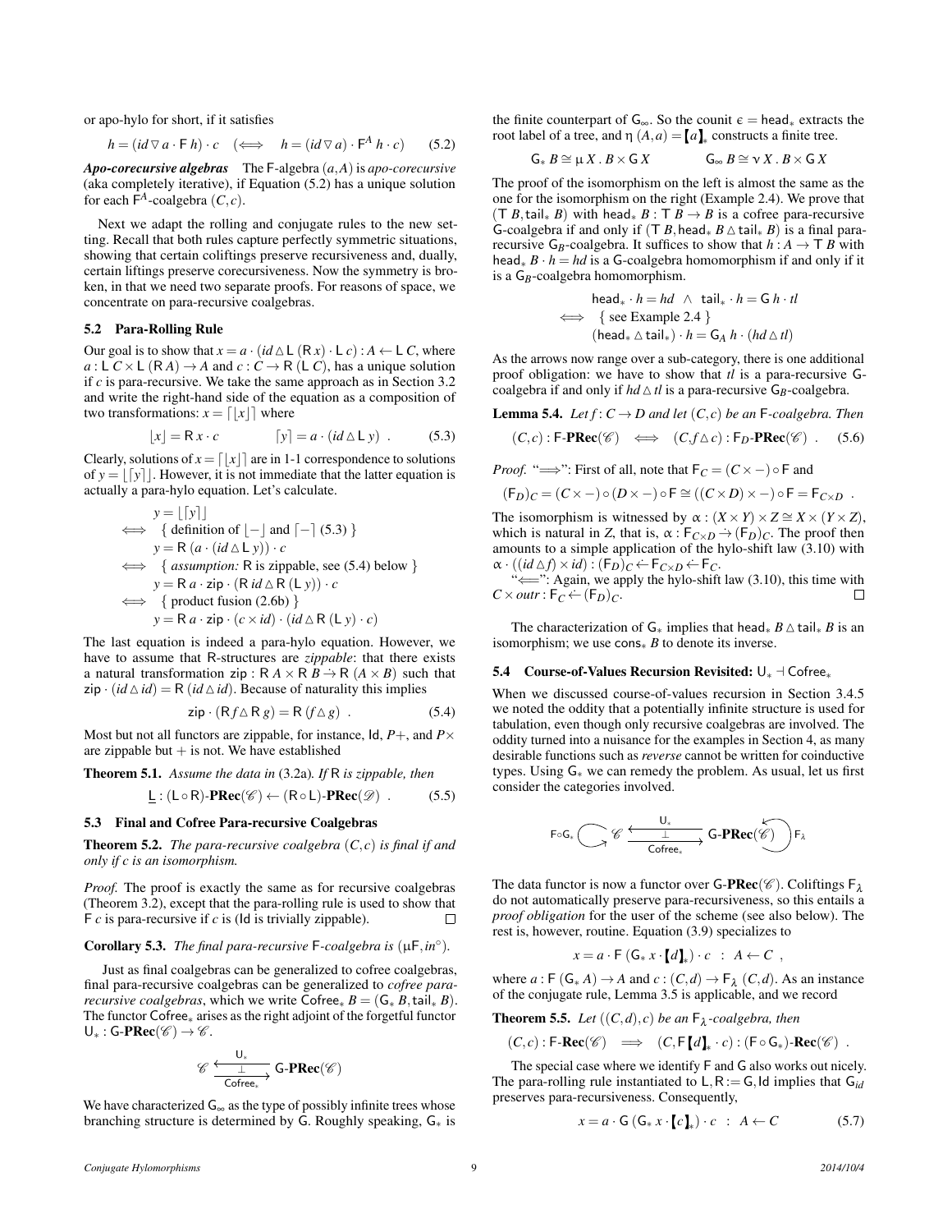or apo-hylo for short, if it satisfies

$$h = (id \triangledown a \cdot \mathsf{F}\, h) \cdot c \quad (\Longleftrightarrow \quad h = (id \triangledown a) \cdot \mathsf{F}^A\, h \cdot c) \qquad (5.2)$$

***Apo-corecursive algebras*** The $\mathsf{F}$-algebra $(a, A)$ is *apo-corecursive* (aka completely iterative), if Equation (5.2) has a unique solution for each $\mathsf{F}^A$-coalgebra $(C, c)$.

Next we adapt the rolling and conjugate rules to the new setting. Recall that both rules capture perfectly symmetric situations, showing that certain coliftings preserve recursiveness and, dually, certain liftings preserve corecursiveness. Now the symmetry is broken, in that we need two separate proofs. For reasons of space, we concentrate on para-recursive coalgebras.

### 5.2 Para-Rolling Rule

Our goal is to show that $x = a \cdot (id \vartriangle \mathsf{L}\,(\mathsf{R}\, x) \cdot \mathsf{L}\, c) : A \leftarrow \mathsf{L}\, C$, where $a : \mathsf{L}\, C \times \mathsf{L}\,(\mathsf{R}\, A) \to A$ and $c : C \to \mathsf{R}\,(\mathsf{L}\, C)$, has a unique solution if $c$ is para-recursive. We take the same approach as in Section 3.2 and write the right-hand side of the equation as a composition of two transformations: $x = \lceil \lfloor x \rfloor \rceil$ where

$$\lfloor x \rfloor = \mathsf{R}\, x \cdot c \qquad\qquad \lceil y \rceil = a \cdot (id \vartriangle \mathsf{L}\, y) \ . \qquad (5.3)$$

Clearly, solutions of $x = \lceil \lfloor x \rfloor \rceil$ are in 1-1 correspondence to solutions of $y = \lfloor \lceil y \rceil \rfloor$. However, it is not immediate that the latter equation is actually a para-hylo equation. Let's calculate.

$$\begin{aligned}
& y = \lfloor \lceil y \rceil \rfloor \\
\Longleftrightarrow \quad & \{ \text{ definition of } \lfloor - \rfloor \text{ and } \lceil - \rceil \text{ (5.3) } \} \\
& y = \mathsf{R}\,(a \cdot (id \vartriangle \mathsf{L}\, y)) \cdot c \\
\Longleftrightarrow \quad & \{ \textit{ assumption: } \mathsf{R} \text{ is zippable, see (5.4) below } \} \\
& y = \mathsf{R}\, a \cdot \mathsf{zip} \cdot (\mathsf{R}\, id \vartriangle \mathsf{R}\,(\mathsf{L}\, y)) \cdot c \\
\Longleftrightarrow \quad & \{ \text{ product fusion (2.6b) } \} \\
& y = \mathsf{R}\, a \cdot \mathsf{zip} \cdot (c \times id) \cdot (id \vartriangle \mathsf{R}\,(\mathsf{L}\, y) \cdot c)
\end{aligned}$$

The last equation is indeed a para-hylo equation. However, we have to assume that R-structures are *zippable*: that there exists a natural transformation $\mathsf{zip} : \mathsf{R}\, A \times \mathsf{R}\, B \dot{\to} \mathsf{R}\,(A \times B)$ such that $\mathsf{zip} \cdot (id \vartriangle id) = \mathsf{R}\,(id \vartriangle id)$. Because of naturality this implies

$$\mathsf{zip} \cdot (\mathsf{R}\, f \vartriangle \mathsf{R}\, g) = \mathsf{R}\,(f \vartriangle g) \ . \qquad (5.4)$$

Most but not all functors are zippable, for instance, Id, $P+$, and $P\times$ are zippable but $+$ is not. We have established

**Theorem 5.1.** *Assume the data in* (3.2a)*. If* R *is zippable, then*

$$\underline{\mathsf{L}} : (\mathsf{L} \circ \mathsf{R})\text{-}\mathbf{PRec}(\mathscr{C}) \leftarrow (\mathsf{R} \circ \mathsf{L})\text{-}\mathbf{PRec}(\mathscr{D}) \ . \qquad (5.5)$$

### 5.3 Final and Cofree Para-recursive Coalgebras

**Theorem 5.2.** *The para-recursive coalgebra* $(C, c)$ *is final if and only if* $c$ *is an isomorphism.*

*Proof.* The proof is exactly the same as for recursive coalgebras (Theorem 3.2), except that the para-rolling rule is used to show that $\mathsf{F}\, c$ is para-recursive if $c$ is (Id is trivially zippable). ☐

**Corollary 5.3.** *The final para-recursive* $\mathsf{F}$*-coalgebra is* $(\mu\mathsf{F}, in^{\circ})$*.*

Just as final coalgebras can be generalized to cofree coalgebras, final para-recursive coalgebras can be generalized to *cofree para-recursive coalgebras*, which we write $\mathsf{Cofree}_*\, B = (\mathsf{G}_*\, B, \mathsf{tail}_*\, B)$. The functor $\mathsf{Cofree}_*$ arises as the right adjoint of the forgetful functor $\mathsf{U}_* : \mathsf{G}\text{-}\mathbf{PRec}(\mathscr{C}) \to \mathscr{C}$.

$$\mathscr{C} \underset{\mathsf{Cofree}_*}{\overset{\mathsf{U}_*}{\underset{\bot}{\leftrightarrows}}} \mathsf{G}\text{-}\mathbf{PRec}(\mathscr{C})$$

We have characterized $\mathsf{G}_\infty$ as the type of possibly infinite trees whose branching structure is determined by G. Roughly speaking, $\mathsf{G}_*$ is the finite counterpart of $\mathsf{G}_\infty$. So the counit $\epsilon = \mathsf{head}_*$ extracts the root label of a tree, and $\eta\,(A, a) = [\![a]\!]_*$ constructs a finite tree.

$$\mathsf{G}_*\, B \cong \mu\, X \,.\, B \times \mathsf{G}\, X \qquad\qquad \mathsf{G}_\infty\, B \cong \nu\, X \,.\, B \times \mathsf{G}\, X$$

The proof of the isomorphism on the left is almost the same as the one for the isomorphism on the right (Example 2.4). We prove that $(\mathsf{T}\, B, \mathsf{tail}_*\, B)$ with $\mathsf{head}_*\, B : \mathsf{T}\, B \to B$ is a cofree para-recursive G-coalgebra if and only if $(\mathsf{T}\, B, \mathsf{head}_*\, B \vartriangle \mathsf{tail}_*\, B)$ is a final para-recursive $\mathsf{G}_B$-coalgebra. It suffices to show that $h : A \to \mathsf{T}\, B$ with $\mathsf{head}_*\, B \cdot h = hd$ is a G-coalgebra homomorphism if and only if it is a $\mathsf{G}_B$-coalgebra homomorphism.

$$\begin{aligned}
& \mathsf{head}_* \cdot h = hd \ \wedge \ \mathsf{tail}_* \cdot h = \mathsf{G}\, h \cdot tl \\
\Longleftrightarrow \quad & \{ \text{ see Example 2.4 } \} \\
& (\mathsf{head}_* \vartriangle \mathsf{tail}_*) \cdot h = \mathsf{G}_A\, h \cdot (hd \vartriangle tl)
\end{aligned}$$

As the arrows now range over a sub-category, there is one additional proof obligation: we have to show that $tl$ is a para-recursive G-coalgebra if and only if $hd \vartriangle tl$ is a para-recursive $\mathsf{G}_B$-coalgebra.

**Lemma 5.4.** *Let* $f : C \to D$ *and let* $(C, c)$ *be an* $\mathsf{F}$*-coalgebra. Then*

$$(C, c) : \mathsf{F}\text{-}\mathbf{PRec}(\mathscr{C}) \quad \Longleftrightarrow \quad (C, f \vartriangle c) : \mathsf{F}_D\text{-}\mathbf{PRec}(\mathscr{C}) \ . \qquad (5.6)$$

*Proof.* "$\Longrightarrow$": First of all, note that $\mathsf{F}_C = (C \times -) \circ \mathsf{F}$ and

$$(\mathsf{F}_D)_C = (C \times -) \circ (D \times -) \circ \mathsf{F} \cong ((C \times D) \times -) \circ \mathsf{F} = \mathsf{F}_{C \times D} \ .$$

The isomorphism is witnessed by $\alpha : (X \times Y) \times Z \cong X \times (Y \times Z)$, which is natural in $Z$, that is, $\alpha : \mathsf{F}_{C \times D} \dot{\to} (\mathsf{F}_D)_C$. The proof then amounts to a simple application of the hylo-shift law (3.10) with $\alpha \cdot ((id \vartriangle f) \times id) : (\mathsf{F}_D)_C \dot{\leftarrow} \mathsf{F}_{C \times D} \dot{\leftarrow} \mathsf{F}_C$.

"$\Longleftarrow$": Again, we apply the hylo-shift law (3.10), this time with $C \times outr : \mathsf{F}_C \dot{\leftarrow} (\mathsf{F}_D)_C$. ☐

The characterization of $\mathsf{G}_*$ implies that $\mathsf{head}_*\, B \vartriangle \mathsf{tail}_*\, B$ is an isomorphism; we use $\mathsf{cons}_*\, B$ to denote its inverse.

### 5.4 Course-of-Values Recursion Revisited: $\mathsf{U}_* \dashv \mathsf{Cofree}_*$

When we discussed course-of-values recursion in Section 3.4.5 we noted the oddity that a potentially infinite structure is used for tabulation, even though only recursive coalgebras are involved. The oddity turned into a nuisance for the examples in Section 4, as many desirable functions such as *reverse* cannot be written for coinductive types. Using $\mathsf{G}_*$ we can remedy the problem. As usual, let us first consider the categories involved.

$$\mathsf{F} \circ \mathsf{G}_* \circlearrowright \mathscr{C} \underset{\mathsf{Cofree}_*}{\overset{\mathsf{U}_*}{\underset{\bot}{\leftrightarrows}}} \mathsf{G}\text{-}\mathbf{PRec}(\mathscr{C}) \circlearrowleft \mathsf{F}_\lambda$$

The data functor is now a functor over $\mathsf{G}\text{-}\mathbf{PRec}(\mathscr{C})$. Coliftings $\mathsf{F}_\lambda$ do not automatically preserve para-recursiveness, so this entails a *proof obligation* for the user of the scheme (see also below). The rest is, however, routine. Equation (3.9) specializes to

$$x = a \cdot \mathsf{F}\,(\mathsf{G}_*\, x \cdot [\![d]\!]_*) \cdot c \quad : \quad A \leftarrow C \ ,$$

where $a : \mathsf{F}\,(\mathsf{G}_*\, A) \to A$ and $c : (C, d) \to \mathsf{F}_\lambda\,(C, d)$. As an instance of the conjugate rule, Lemma 3.5 is applicable, and we record

**Theorem 5.5.** *Let* $((C, d), c)$ *be an* $\mathsf{F}_\lambda$*-coalgebra, then*

$$(C, c) : \mathsf{F}\text{-}\mathbf{Rec}(\mathscr{C}) \quad \Longrightarrow \quad (C, \mathsf{F}\, [\![d]\!]_* \cdot c) : (\mathsf{F} \circ \mathsf{G}_*)\text{-}\mathbf{Rec}(\mathscr{C}) \ .$$

The special case where we identify F and G also works out nicely. The para-rolling rule instantiated to $\mathsf{L}, \mathsf{R} := \mathsf{G}, \mathsf{Id}$ implies that $\mathsf{G}_{id}$ preserves para-recursiveness. Consequently,

$$x = a \cdot \mathsf{G}\,(\mathsf{G}_*\, x \cdot [\![c]\!]_*) \cdot c \quad : \quad A \leftarrow C \qquad (5.7)$$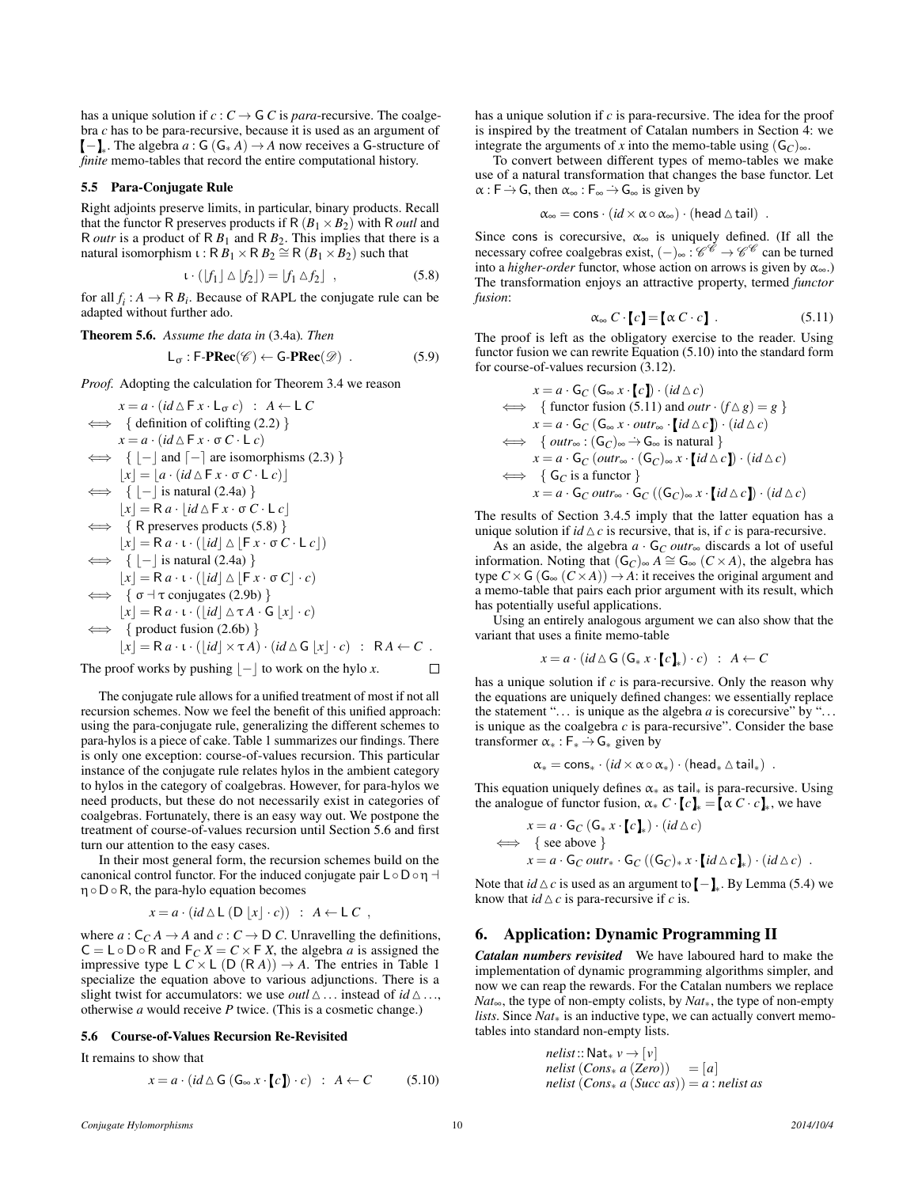has a unique solution if $c : C \to \mathsf{G}\, C$ is *para*-recursive. The coalgebra $c$ has to be para-recursive, because it is used as an argument of $[\![-]\!]_*$. The algebra $a : \mathsf{G}\,(\mathsf{G}_*\, A) \to A$ now receives a $\mathsf{G}$-structure of *finite* memo-tables that record the entire computational history.

### 5.5 Para-Conjugate Rule

Right adjoints preserve limits, in particular, binary products. Recall that the functor $\mathsf{R}$ preserves products if $\mathsf{R}\,(B_1 \times B_2)$ with $\mathsf{R}\; outl$ and $\mathsf{R}\; outr$ is a product of $\mathsf{R}\, B_1$ and $\mathsf{R}\, B_2$. This implies that there is a natural isomorphism $\iota : \mathsf{R}\, B_1 \times \mathsf{R}\, B_2 \cong \mathsf{R}\,(B_1 \times B_2)$ such that

$$\iota \cdot (\lfloor f_1 \rfloor \vartriangle \lfloor f_2 \rfloor) = \lfloor f_1 \vartriangle f_2 \rfloor \ , \tag{5.8}$$

for all $f_i : A \to \mathsf{R}\, B_i$. Because of RAPL the conjugate rule can be adapted without further ado.

**Theorem 5.6.** *Assume the data in* (3.4a)*. Then*

$$\mathsf{L}_\sigma : \mathsf{F}\text{-}\mathbf{PRec}(\mathscr{C}) \leftarrow \mathsf{G}\text{-}\mathbf{PRec}(\mathscr{D}) \ . \tag{5.9}$$

*Proof.* Adopting the calculation for Theorem 3.4 we reason

$$
\begin{aligned}
& x = a \cdot (id \vartriangle \mathsf{F}\, x \cdot \mathsf{L}_\sigma\, c) \ : \ A \leftarrow \mathsf{L}\, C \\
\iff & \quad \{ \text{ definition of colifting (2.2) } \} \\
& x = a \cdot (id \vartriangle \mathsf{F}\, x \cdot \sigma\, C \cdot \mathsf{L}\, c) \\
\iff & \quad \{ \lfloor - \rfloor \text{ and } \lceil - \rceil \text{ are isomorphisms (2.3) } \} \\
& \lfloor x \rfloor = \lfloor a \cdot (id \vartriangle \mathsf{F}\, x \cdot \sigma\, C \cdot \mathsf{L}\, c) \rfloor \\
\iff & \quad \{ \lfloor - \rfloor \text{ is natural (2.4a) } \} \\
& \lfloor x \rfloor = \mathsf{R}\, a \cdot \lfloor id \vartriangle \mathsf{F}\, x \cdot \sigma\, C \cdot \mathsf{L}\, c \rfloor \\
\iff & \quad \{ \mathsf{R} \text{ preserves products (5.8) } \} \\
& \lfloor x \rfloor = \mathsf{R}\, a \cdot \iota \cdot (\lfloor id \rfloor \vartriangle \lfloor \mathsf{F}\, x \cdot \sigma\, C \cdot \mathsf{L}\, c \rfloor) \\
\iff & \quad \{ \lfloor - \rfloor \text{ is natural (2.4a) } \} \\
& \lfloor x \rfloor = \mathsf{R}\, a \cdot \iota \cdot (\lfloor id \rfloor \vartriangle \lfloor \mathsf{F}\, x \cdot \sigma\, C \rfloor \cdot c) \\
\iff & \quad \{ \sigma \dashv \tau \text{ conjugates (2.9b) } \} \\
& \lfloor x \rfloor = \mathsf{R}\, a \cdot \iota \cdot (\lfloor id \rfloor \vartriangle \tau\, A \cdot \mathsf{G}\, \lfloor x \rfloor \cdot c) \\
\iff & \quad \{ \text{ product fusion (2.6b) } \} \\
& \lfloor x \rfloor = \mathsf{R}\, a \cdot \iota \cdot (\lfloor id \rfloor \times \tau\, A) \cdot (id \vartriangle \mathsf{G}\, \lfloor x \rfloor \cdot c) \ : \ \mathsf{R}\, A \leftarrow C \ .
\end{aligned}
$$

The proof works by pushing $\lfloor - \rfloor$ to work on the hylo $x$. ∎

The conjugate rule allows for a unified treatment of most if not all recursion schemes. Now we feel the benefit of this unified approach: using the para-conjugate rule, generalizing the different schemes to para-hylos is a piece of cake. Table 1 summarizes our findings. There is only one exception: course-of-values recursion. This particular instance of the conjugate rule relates hylos in the ambient category to hylos in the category of coalgebras. However, for para-hylos we need products, but these do not necessarily exist in categories of coalgebras. Fortunately, there is an easy way out. We postpone the treatment of course-of-values recursion until Section 5.6 and first turn our attention to the easy cases.

In their most general form, the recursion schemes build on the canonical control functor. For the induced conjugate pair $\mathsf{L} \circ \mathsf{D} \circ \eta \dashv \eta \circ \mathsf{D} \circ \mathsf{R}$, the para-hylo equation becomes

$$x = a \cdot (id \vartriangle \mathsf{L}\,(\mathsf{D}\, \lfloor x \rfloor \cdot c)) \ : \ A \leftarrow \mathsf{L}\, C \ ,$$

where $a : \mathsf{C}_C\, A \to A$ and $c : C \to \mathsf{D}\, C$. Unravelling the definitions, $\mathsf{C} = \mathsf{L} \circ \mathsf{D} \circ \mathsf{R}$ and $\mathsf{F}_C\, X = C \times \mathsf{F}\, X$, the algebra $a$ is assigned the impressive type $\mathsf{L}\, C \times \mathsf{L}\,(\mathsf{D}\,(\mathsf{R}\, A)) \to A$. The entries in Table 1 specialize the equation above to various adjunctions. There is a slight twist for accumulators: we use $outl \vartriangle \ldots$ instead of $id \vartriangle \ldots$, otherwise $a$ would receive $P$ twice. (This is a cosmetic change.)

### 5.6 Course-of-Values Recursion Re-Revisited

It remains to show that

$$x = a \cdot (id \vartriangle \mathsf{G}\,(\mathsf{G}_\infty\, x \cdot [\![c]\!]) \cdot c) \ : \ A \leftarrow C \tag{5.10}$$

has a unique solution if $c$ is para-recursive. The idea for the proof is inspired by the treatment of Catalan numbers in Section 4: we integrate the arguments of $x$ into the memo-table using $(\mathsf{G}_C)_\infty$.

To convert between different types of memo-tables we make use of a natural transformation that changes the base functor. Let $\alpha : \mathsf{F} \xrightarrow{\cdot} \mathsf{G}$, then $\alpha_\infty : \mathsf{F}_\infty \xrightarrow{\cdot} \mathsf{G}_\infty$ is given by

$$\alpha_\infty = \mathsf{cons} \cdot (id \times \alpha \circ \alpha_\infty) \cdot (\mathsf{head} \vartriangle \mathsf{tail}) \ .$$

Since $\mathsf{cons}$ is corecursive, $\alpha_\infty$ is uniquely defined. (If all the necessary cofree coalgebras exist, $(-)_\infty : \mathscr{C}^\mathscr{C} \to \mathscr{C}^\mathscr{C}$ can be turned into a *higher-order* functor, whose action on arrows is given by $\alpha_\infty$.) The transformation enjoys an attractive property, termed *functor fusion*:

$$\alpha_\infty\, C \cdot [\![c]\!] = [\![\alpha\, C \cdot c]\!] \ . \tag{5.11}$$

The proof is left as the obligatory exercise to the reader. Using functor fusion we can rewrite Equation (5.10) into the standard form for course-of-values recursion (3.12).

$$
\begin{aligned}
& x = a \cdot \mathsf{G}_C\,(\mathsf{G}_\infty\, x \cdot [\![c]\!]) \cdot (id \vartriangle c) \\
\iff & \quad \{ \text{ functor fusion (5.11) and } outr \cdot (f \vartriangle g) = g \ \} \\
& x = a \cdot \mathsf{G}_C\,(\mathsf{G}_\infty\, x \cdot outr_\infty \cdot [\![id \vartriangle c]\!]) \cdot (id \vartriangle c) \\
\iff & \quad \{ \ outr_\infty : (\mathsf{G}_C)_\infty \xrightarrow{\cdot} \mathsf{G}_\infty \text{ is natural } \} \\
& x = a \cdot \mathsf{G}_C\,(outr_\infty \cdot (\mathsf{G}_C)_\infty\, x \cdot [\![id \vartriangle c]\!]) \cdot (id \vartriangle c) \\
\iff & \quad \{ \ \mathsf{G}_C \text{ is a functor } \} \\
& x = a \cdot \mathsf{G}_C\, outr_\infty \cdot \mathsf{G}_C\,((\mathsf{G}_C)_\infty\, x \cdot [\![id \vartriangle c]\!]) \cdot (id \vartriangle c)
\end{aligned}
$$

The results of Section 3.4.5 imply that the latter equation has a unique solution if $id \vartriangle c$ is recursive, that is, if $c$ is para-recursive.

As an aside, the algebra $a \cdot \mathsf{G}_C\, outr_\infty$ discards a lot of useful information. Noting that $(\mathsf{G}_C)_\infty\, A \cong \mathsf{G}_\infty\,(C \times A)$, the algebra has type $C \times \mathsf{G}\,(\mathsf{G}_\infty\,(C \times A)) \to A$: it receives the original argument and a memo-table that pairs each prior argument with its result, which has potentially useful applications.

Using an entirely analogous argument we can also show that the variant that uses a finite memo-table

$$x = a \cdot (id \vartriangle \mathsf{G}\,(\mathsf{G}_*\, x \cdot [\![c]\!]_*) \cdot c) \ : \ A \leftarrow C$$

has a unique solution if $c$ is para-recursive. Only the reason why the equations are uniquely defined changes: we essentially replace the statement "… is unique as the algebra $a$ is corecursive" by "… is unique as the coalgebra $c$ is para-recursive". Consider the base transformer $\alpha_* : \mathsf{F}_* \xrightarrow{\cdot} \mathsf{G}_*$ given by

$$\alpha_* = \mathsf{cons}_* \cdot (id \times \alpha \circ \alpha_*) \cdot (\mathsf{head}_* \vartriangle \mathsf{tail}_*) \ .$$

This equation uniquely defines $\alpha_*$ as $\mathsf{tail}_*$ is para-recursive. Using the analogue of functor fusion, $\alpha_*\, C \cdot [\![c]\!]_* = [\![\alpha\, C \cdot c]\!]_*$, we have

$$
\begin{aligned}
& x = a \cdot \mathsf{G}_C\,(\mathsf{G}_*\, x \cdot [\![c]\!]_*) \cdot (id \vartriangle c) \\
\iff & \quad \{ \text{ see above } \} \\
& x = a \cdot \mathsf{G}_C\, outr_* \cdot \mathsf{G}_C\,((\mathsf{G}_C)_*\, x \cdot [\![id \vartriangle c]\!]_*) \cdot (id \vartriangle c) \ .
\end{aligned}
$$

Note that $id \vartriangle c$ is used as an argument to $[\![-]\!]_*$. By Lemma (5.4) we know that $id \vartriangle c$ is para-recursive if $c$ is.

## 6. Application: Dynamic Programming II

***Catalan numbers revisited*** We have laboured hard to make the implementation of dynamic programming algorithms simpler, and now we can reap the rewards. For the Catalan numbers we replace $Nat_\infty$, the type of non-empty colists, by $Nat_*$, the type of non-empty *lists*. Since $Nat_*$ is an inductive type, we can actually convert memo-tables into standard non-empty lists.

```
nelist :: Nat* v → [v]
nelist (Cons* a (Zero))    = [a]
nelist (Cons* a (Succ as)) = a : nelist as
```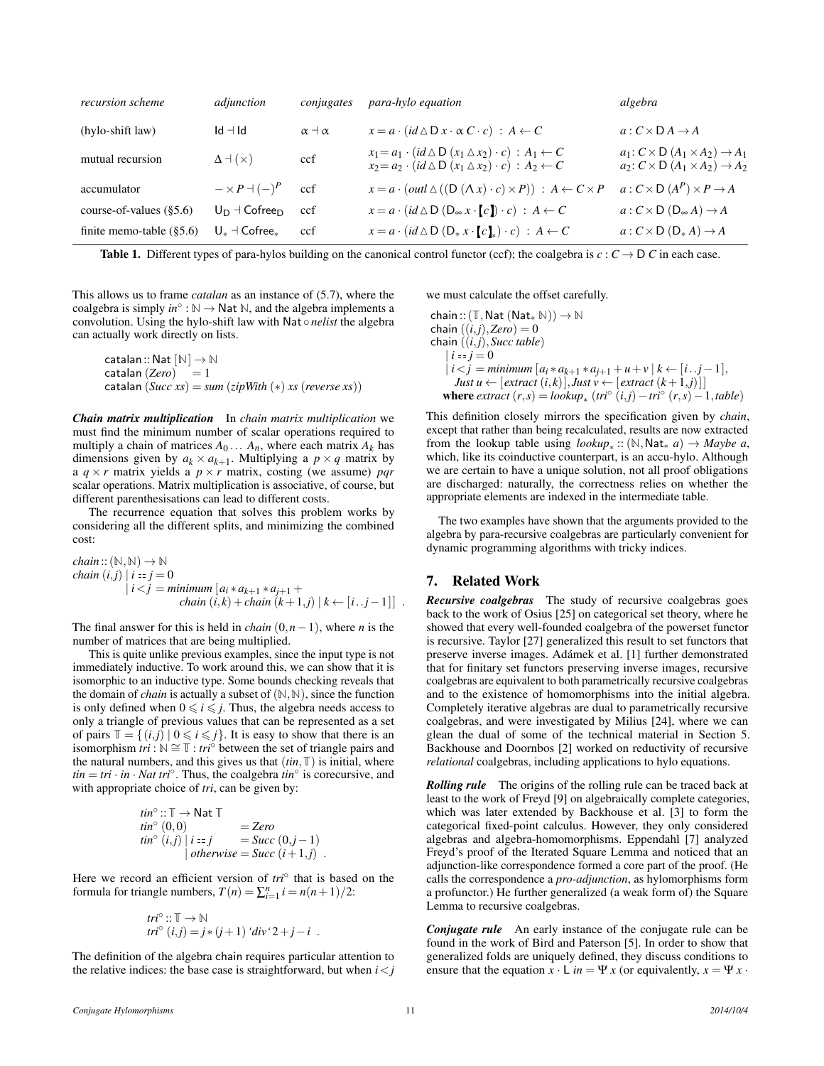| *recursion scheme* | *adjunction* | *conjugates* | *para-hylo equation* | *algebra* |
| --- | --- | --- | --- | --- |
| (hylo-shift law) | $\mathsf{Id} \dashv \mathsf{Id}$ | $\alpha \dashv \alpha$ | $x = a \cdot (id \vartriangle \mathsf{D}\, x \cdot \alpha\, C \cdot c) \;:\; A \leftarrow C$ | $a : C \times \mathsf{D}\, A \rightarrow A$ |
| mutual recursion | $\Delta \dashv (\times)$ | ccf | $x_1 = a_1 \cdot (id \vartriangle \mathsf{D}\,(x_1 \vartriangle x_2) \cdot c) \;:\; A_1 \leftarrow C$ <br> $x_2 = a_2 \cdot (id \vartriangle \mathsf{D}\,(x_1 \vartriangle x_2) \cdot c) \;:\; A_2 \leftarrow C$ | $a_1 : C \times \mathsf{D}\,(A_1 \times A_2) \rightarrow A_1$ <br> $a_2 : C \times \mathsf{D}\,(A_1 \times A_2) \rightarrow A_2$ |
| accumulator | $- \times P \dashv (-)^P$ | ccf | $x = a \cdot (outl \vartriangle ((\mathsf{D}\,(\Lambda\, x) \cdot c) \times P)) \;:\; A \leftarrow C \times P$ | $a : C \times \mathsf{D}\,(A^P) \times P \rightarrow A$ |
| course-of-values (§5.6) | $\mathsf{U}_{\mathsf{D}} \dashv \mathsf{Cofree}_{\mathsf{D}}$ | ccf | $x = a \cdot (id \vartriangle \mathsf{D}\,(\mathsf{D}_\infty\, x \cdot [\![c]\!]) \cdot c) \;:\; A \leftarrow C$ | $a : C \times \mathsf{D}\,(\mathsf{D}_\infty\, A) \rightarrow A$ |
| finite memo-table (§5.6) | $\mathsf{U}_* \dashv \mathsf{Cofree}_*$ | ccf | $x = a \cdot (id \vartriangle \mathsf{D}\,(\mathsf{D}_*\, x \cdot [\![c]\!]_*) \cdot c) \;:\; A \leftarrow C$ | $a : C \times \mathsf{D}\,(\mathsf{D}_*\, A) \rightarrow A$ |

**Table 1.** Different types of para-hylos building on the canonical control functor (ccf); the coalgebra is $c : C \rightarrow \mathsf{D}\, C$ in each case.

This allows us to frame *catalan* as an instance of (5.7), where the coalgebra is simply $in^\circ : \mathbb{N} \rightarrow \mathsf{Nat}\,\mathbb{N}$, and the algebra implements a convolution. Using the hylo-shift law with $\mathsf{Nat} \circ nelist$ the algebra can actually work directly on lists.

```
catalan :: Nat [ℕ] → ℕ
catalan (Zero)     = 1
catalan (Succ xs) = sum (zipWith (∗) xs (reverse xs))
```

***Chain matrix multiplication*** In *chain matrix multiplication* we must find the minimum number of scalar operations required to multiply a chain of matrices $A_0 \ldots A_n$, where each matrix $A_k$ has dimensions given by $a_k \times a_{k+1}$. Multiplying a $p \times q$ matrix by a $q \times r$ matrix yields a $p \times r$ matrix, costing (we assume) $pqr$ scalar operations. Matrix multiplication is associative, of course, but different parenthesisations can lead to different costs.

The recurrence equation that solves this problem works by considering all the different splits, and minimizing the combined cost:

```
chain :: (ℕ, ℕ) → ℕ
chain (i, j) | i == j = 0
             | i < j  = minimum [a_i ∗ a_{k+1} ∗ a_{j+1} +
                          chain (i, k) + chain (k+1, j) | k ← [i .. j−1]] .
```

The final answer for this is held in $chain\,(0, n-1)$, where $n$ is the number of matrices that are being multiplied.

This is quite unlike previous examples, since the input type is not immediately inductive. To work around this, we can show that it is isomorphic to an inductive type. Some bounds checking reveals that the domain of *chain* is actually a subset of $(\mathbb{N}, \mathbb{N})$, since the function is only defined when $0 \leqslant i \leqslant j$. Thus, the algebra needs access to only a triangle of previous values that can be represented as a set of pairs $\mathbb{T} = \{(i,j) \mid 0 \leqslant i \leqslant j\}$. It is easy to show that there is an isomorphism $tri : \mathbb{N} \cong \mathbb{T} : tri^\circ$ between the set of triangle pairs and the natural numbers, and this gives us that $(tin, \mathbb{T})$ is initial, where $tin = tri \cdot in \cdot Nat\; tri^\circ$. Thus, the coalgebra $tin^\circ$ is corecursive, and with appropriate choice of *tri*, can be given by:

```
tin° :: 𝕋 → Nat 𝕋
tin° (0,0)            = Zero
tin° (i, j) | i == j  = Succ (0, j−1)
            | otherwise = Succ (i+1, j) .
```

Here we record an efficient version of $tri^\circ$ that is based on the formula for triangle numbers, $T(n) = \sum_{i=1}^{n} i = n(n+1)/2$:

```
tri° :: 𝕋 → ℕ
tri° (i, j) = j ∗ (j+1) ‘div‘ 2 + j − i .
```

The definition of the algebra chain requires particular attention to the relative indices: the base case is straightforward, but when $i < j$ we must calculate the offset carefully.

```
chain :: (𝕋, Nat (Nat_* ℕ)) → ℕ
chain ((i, j), Zero) = 0
chain ((i, j), Succ table)
  | i == j = 0
  | i < j  = minimum [a_i ∗ a_{k+1} ∗ a_{j+1} + u + v | k ← [i .. j−1],
      Just u ← [extract (i,k)], Just v ← [extract (k+1, j)]]
  where extract (r,s) = lookup_* (tri° (i,j) − tri° (r,s) − 1, table)
```

This definition closely mirrors the specification given by *chain*, except that rather than being recalculated, results are now extracted from the lookup table using $lookup_* :: (\mathbb{N}, \mathsf{Nat}_*\; a) \rightarrow Maybe\; a$, which, like its coinductive counterpart, is an accu-hylo. Although we are certain to have a unique solution, not all proof obligations are discharged: naturally, the correctness relies on whether the appropriate elements are indexed in the intermediate table.

The two examples have shown that the arguments provided to the algebra by para-recursive coalgebras are particularly convenient for dynamic programming algorithms with tricky indices.

## 7. Related Work

***Recursive coalgebras*** The study of recursive coalgebras goes back to the work of Osius [25] on categorical set theory, where he showed that every well-founded coalgebra of the powerset functor is recursive. Taylor [27] generalized this result to set functors that preserve inverse images. Adámek et al. [1] further demonstrated that for finitary set functors preserving inverse images, recursive coalgebras are equivalent to both parametrically recursive coalgebras and to the existence of homomorphisms into the initial algebra. Completely iterative algebras are dual to parametrically recursive coalgebras, and were investigated by Milius [24], where we can glean the dual of some of the technical material in Section 5. Backhouse and Doornbos [2] worked on reductivity of recursive *relational* coalgebras, including applications to hylo equations.

***Rolling rule*** The origins of the rolling rule can be traced back at least to the work of Freyd [9] on algebraically complete categories, which was later extended by Backhouse et al. [3] to form the categorical fixed-point calculus. However, they only considered algebras and algebra-homomorphisms. Eppendahl [7] analyzed Freyd's proof of the Iterated Square Lemma and noticed that an adjunction-like correspondence formed a core part of the proof. (He calls the correspondence a *pro-adjunction*, as hylomorphisms form a profunctor.) He further generalized (a weak form of) the Square Lemma to recursive coalgebras.

***Conjugate rule*** An early instance of the conjugate rule can be found in the work of Bird and Paterson [5]. In order to show that generalized folds are uniquely defined, they discuss conditions to ensure that the equation $x \cdot \mathsf{L}\; in = \Psi\, x$ (or equivalently, $x = \Psi\, x \cdot$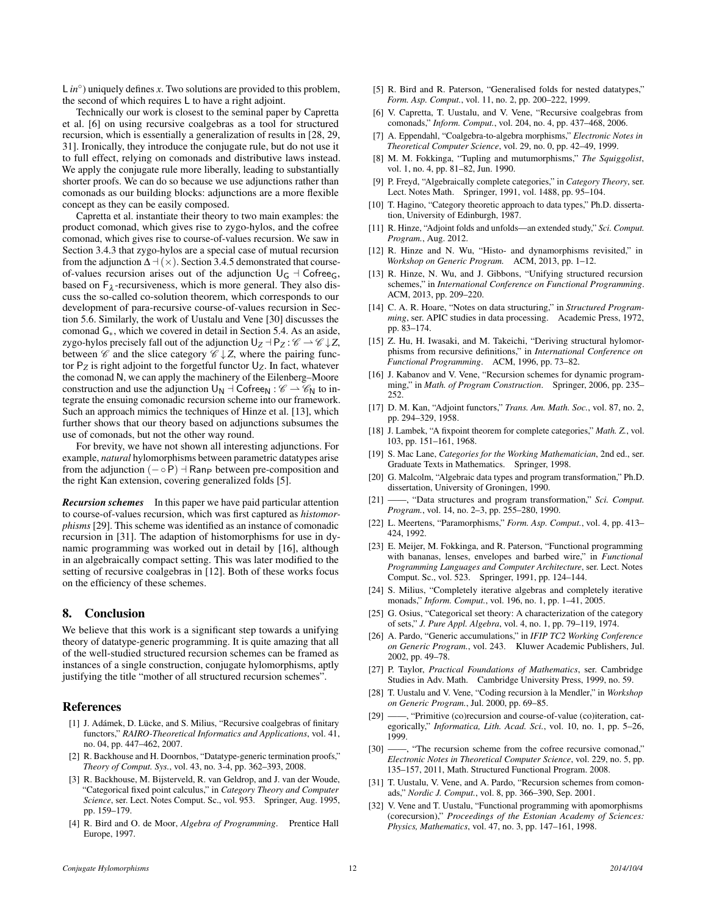$\mathsf{L}\, in^{\circ}$) uniquely defines $x$. Two solutions are provided to this problem, the second of which requires $\mathsf{L}$ to have a right adjoint.

Technically our work is closest to the seminal paper by Capretta et al. [6] on using recursive coalgebras as a tool for structured recursion, which is essentially a generalization of results in [28, 29, 31]. Ironically, they introduce the conjugate rule, but do not use it to full effect, relying on comonads and distributive laws instead. We apply the conjugate rule more liberally, leading to substantially shorter proofs. We can do so because we use adjunctions rather than comonads as our building blocks: adjunctions are a more flexible concept as they can be easily composed.

Capretta et al. instantiate their theory to two main examples: the product comonad, which gives rise to zygo-hylos, and the cofree comonad, which gives rise to course-of-values recursion. We saw in Section 3.4.3 that zygo-hylos are a special case of mutual recursion from the adjunction $\Delta \dashv (\times)$. Section 3.4.5 demonstrated that course-of-values recursion arises out of the adjunction $\mathsf{U_G} \dashv \mathsf{Cofree_G}$, based on $\mathsf{F}_\lambda$-recursiveness, which is more general. They also discuss the so-called co-solution theorem, which corresponds to our development of para-recursive course-of-values recursion in Section 5.6. Similarly, the work of Uustalu and Vene [30] discusses the comonad $\mathsf{G}_*$, which we covered in detail in Section 5.4. As an aside, zygo-hylos precisely fall out of the adjunction $\mathsf{U}_Z \dashv \mathsf{P}_Z : \mathscr{C} \rightharpoonup \mathscr{C}\!\downarrow\! Z$, between $\mathscr{C}$ and the slice category $\mathscr{C}\!\downarrow\! Z$, where the pairing functor $\mathsf{P}_Z$ is right adjoint to the forgetful functor $\mathsf{U}_Z$. In fact, whatever the comonad $\mathsf{N}$, we can apply the machinery of the Eilenberg–Moore construction and use the adjunction $\mathsf{U_N} \dashv \mathsf{Cofree_N} : \mathscr{C} \rightharpoonup \mathscr{C}_\mathsf{N}$ to integrate the ensuing comonadic recursion scheme into our framework. Such an approach mimics the techniques of Hinze et al. [13], which further shows that our theory based on adjunctions subsumes the use of comonads, but not the other way round.

For brevity, we have not shown all interesting adjunctions. For example, *natural* hylomorphisms between parametric datatypes arise from the adjunction $(- \circ \mathsf{P}) \dashv \mathsf{Ran_P}$ between pre-composition and the right Kan extension, covering generalized folds [5].

***Recursion schemes*** In this paper we have paid particular attention to course-of-values recursion, which was first captured as *histomorphisms* [29]. This scheme was identified as an instance of comonadic recursion in [31]. The adaption of histomorphisms for use in dynamic programming was worked out in detail by [16], although in an algebraically compact setting. This was later modified to the setting of recursive coalgebras in [12]. Both of these works focus on the efficiency of these schemes.

## 8. Conclusion

We believe that this work is a significant step towards a unifying theory of datatype-generic programming. It is quite amazing that all of the well-studied structured recursion schemes can be framed as instances of a single construction, conjugate hylomorphisms, aptly justifying the title "mother of all structured recursion schemes".

## References

[1] J. Adámek, D. Lücke, and S. Milius, "Recursive coalgebras of finitary functors," *RAIRO-Theoretical Informatics and Applications*, vol. 41, no. 04, pp. 447–462, 2007.

[2] R. Backhouse and H. Doornbos, "Datatype-generic termination proofs," *Theory of Comput. Sys.*, vol. 43, no. 3-4, pp. 362–393, 2008.

[3] R. Backhouse, M. Bijsterveld, R. van Geldrop, and J. van der Woude, "Categorical fixed point calculus," in *Category Theory and Computer Science*, ser. Lect. Notes Comput. Sc., vol. 953. Springer, Aug. 1995, pp. 159–179.

[4] R. Bird and O. de Moor, *Algebra of Programming*. Prentice Hall Europe, 1997.

[5] R. Bird and R. Paterson, "Generalised folds for nested datatypes," *Form. Asp. Comput.*, vol. 11, no. 2, pp. 200–222, 1999.

[6] V. Capretta, T. Uustalu, and V. Vene, "Recursive coalgebras from comonads," *Inform. Comput.*, vol. 204, no. 4, pp. 437–468, 2006.

[7] A. Eppendahl, "Coalgebra-to-algebra morphisms," *Electronic Notes in Theoretical Computer Science*, vol. 29, no. 0, pp. 42–49, 1999.

[8] M. M. Fokkinga, "Tupling and mutumorphisms," *The Squiggolist*, vol. 1, no. 4, pp. 81–82, Jun. 1990.

[9] P. Freyd, "Algebraically complete categories," in *Category Theory*, ser. Lect. Notes Math. Springer, 1991, vol. 1488, pp. 95–104.

[10] T. Hagino, "Category theoretic approach to data types," Ph.D. dissertation, University of Edinburgh, 1987.

[11] R. Hinze, "Adjoint folds and unfolds—an extended study," *Sci. Comput. Program.*, Aug. 2012.

[12] R. Hinze and N. Wu, "Histo- and dynamorphisms revisited," in *Workshop on Generic Program.* ACM, 2013, pp. 1–12.

[13] R. Hinze, N. Wu, and J. Gibbons, "Unifying structured recursion schemes," in *International Conference on Functional Programming*. ACM, 2013, pp. 209–220.

[14] C. A. R. Hoare, "Notes on data structuring," in *Structured Programming*, ser. APIC studies in data processing. Academic Press, 1972, pp. 83–174.

[15] Z. Hu, H. Iwasaki, and M. Takeichi, "Deriving structural hylomorphisms from recursive definitions," in *International Conference on Functional Programming*. ACM, 1996, pp. 73–82.

[16] J. Kabanov and V. Vene, "Recursion schemes for dynamic programming," in *Math. of Program Construction*. Springer, 2006, pp. 235–252.

[17] D. M. Kan, "Adjoint functors," *Trans. Am. Math. Soc.*, vol. 87, no. 2, pp. 294–329, 1958.

[18] J. Lambek, "A fixpoint theorem for complete categories," *Math. Z.*, vol. 103, pp. 151–161, 1968.

[19] S. Mac Lane, *Categories for the Working Mathematician*, 2nd ed., ser. Graduate Texts in Mathematics. Springer, 1998.

[20] G. Malcolm, "Algebraic data types and program transformation," Ph.D. dissertation, University of Groningen, 1990.

[21] ——, "Data structures and program transformation," *Sci. Comput. Program.*, vol. 14, no. 2–3, pp. 255–280, 1990.

[22] L. Meertens, "Paramorphisms," *Form. Asp. Comput.*, vol. 4, pp. 413–424, 1992.

[23] E. Meijer, M. Fokkinga, and R. Paterson, "Functional programming with bananas, lenses, envelopes and barbed wire," in *Functional Programming Languages and Computer Architecture*, ser. Lect. Notes Comput. Sc., vol. 523. Springer, 1991, pp. 124–144.

[24] S. Milius, "Completely iterative algebras and completely iterative monads," *Inform. Comput.*, vol. 196, no. 1, pp. 1–41, 2005.

[25] G. Osius, "Categorical set theory: A characterization of the category of sets," *J. Pure Appl. Algebra*, vol. 4, no. 1, pp. 79–119, 1974.

[26] A. Pardo, "Generic accumulations," in *IFIP TC2 Working Conference on Generic Program.*, vol. 243. Kluwer Academic Publishers, Jul. 2002, pp. 49–78.

[27] P. Taylor, *Practical Foundations of Mathematics*, ser. Cambridge Studies in Adv. Math. Cambridge University Press, 1999, no. 59.

[28] T. Uustalu and V. Vene, "Coding recursion à la Mendler," in *Workshop on Generic Program.*, Jul. 2000, pp. 69–85.

[29] ——, "Primitive (co)recursion and course-of-value (co)iteration, categorically," *Informatica, Lith. Acad. Sci.*, vol. 10, no. 1, pp. 5–26, 1999.

[30] ——, "The recursion scheme from the cofree recursive comonad," *Electronic Notes in Theoretical Computer Science*, vol. 229, no. 5, pp. 135–157, 2011, Math. Structured Functional Program. 2008.

[31] T. Uustalu, V. Vene, and A. Pardo, "Recursion schemes from comonads," *Nordic J. Comput.*, vol. 8, pp. 366–390, Sep. 2001.

[32] V. Vene and T. Uustalu, "Functional programming with apomorphisms (corecursion)," *Proceedings of the Estonian Academy of Sciences: Physics, Mathematics*, vol. 47, no. 3, pp. 147–161, 1998.